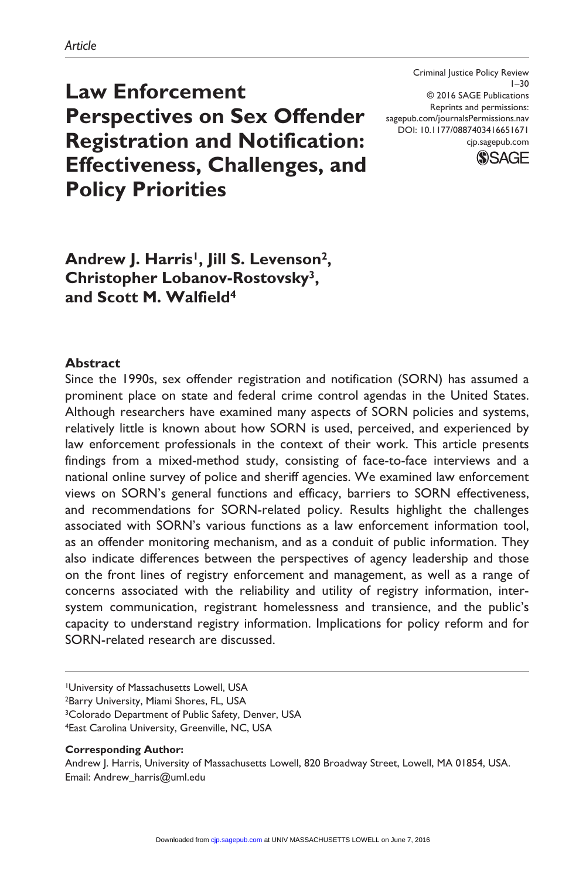*Article*

# Law Enforcement Perspectives on Sex Offender Registration and Notification: Effectiveness, Challenges, and Policy Priorities

Criminal Justice Policy Review
© 2016 SAGE Publications
Reprints and permissions:
sagepub.com/journalsPermissions.nav
DOI: 10.1177/0887403416651671
cjp.sagepub.com

**Andrew J. Harris[1], Jill S. Levenson[2], Christopher Lobanov-Rostovsky[3], and Scott M. Walfield[4]**

## Abstract

Since the 1990s, sex offender registration and notification (SORN) has assumed a prominent place on state and federal crime control agendas in the United States. Although researchers have examined many aspects of SORN policies and systems, relatively little is known about how SORN is used, perceived, and experienced by law enforcement professionals in the context of their work. This article presents findings from a mixed-method study, consisting of face-to-face interviews and a national online survey of police and sheriff agencies. We examined law enforcement views on SORN's general functions and efficacy, barriers to SORN effectiveness, and recommendations for SORN-related policy. Results highlight the challenges associated with SORN's various functions as a law enforcement information tool, as an offender monitoring mechanism, and as a conduit of public information. They also indicate differences between the perspectives of agency leadership and those on the front lines of registry enforcement and management, as well as a range of concerns associated with the reliability and utility of registry information, inter-system communication, registrant homelessness and transience, and the public's capacity to understand registry information. Implications for policy reform and for SORN-related research are discussed.

[1]University of Massachusetts Lowell, USA
[2]Barry University, Miami Shores, FL, USA
[3]Colorado Department of Public Safety, Denver, USA
[4]East Carolina University, Greenville, NC, USA

**Corresponding Author:**
Andrew J. Harris, University of Massachusetts Lowell, 820 Broadway Street, Lowell, MA 01854, USA.
Email: Andrew_harris@uml.edu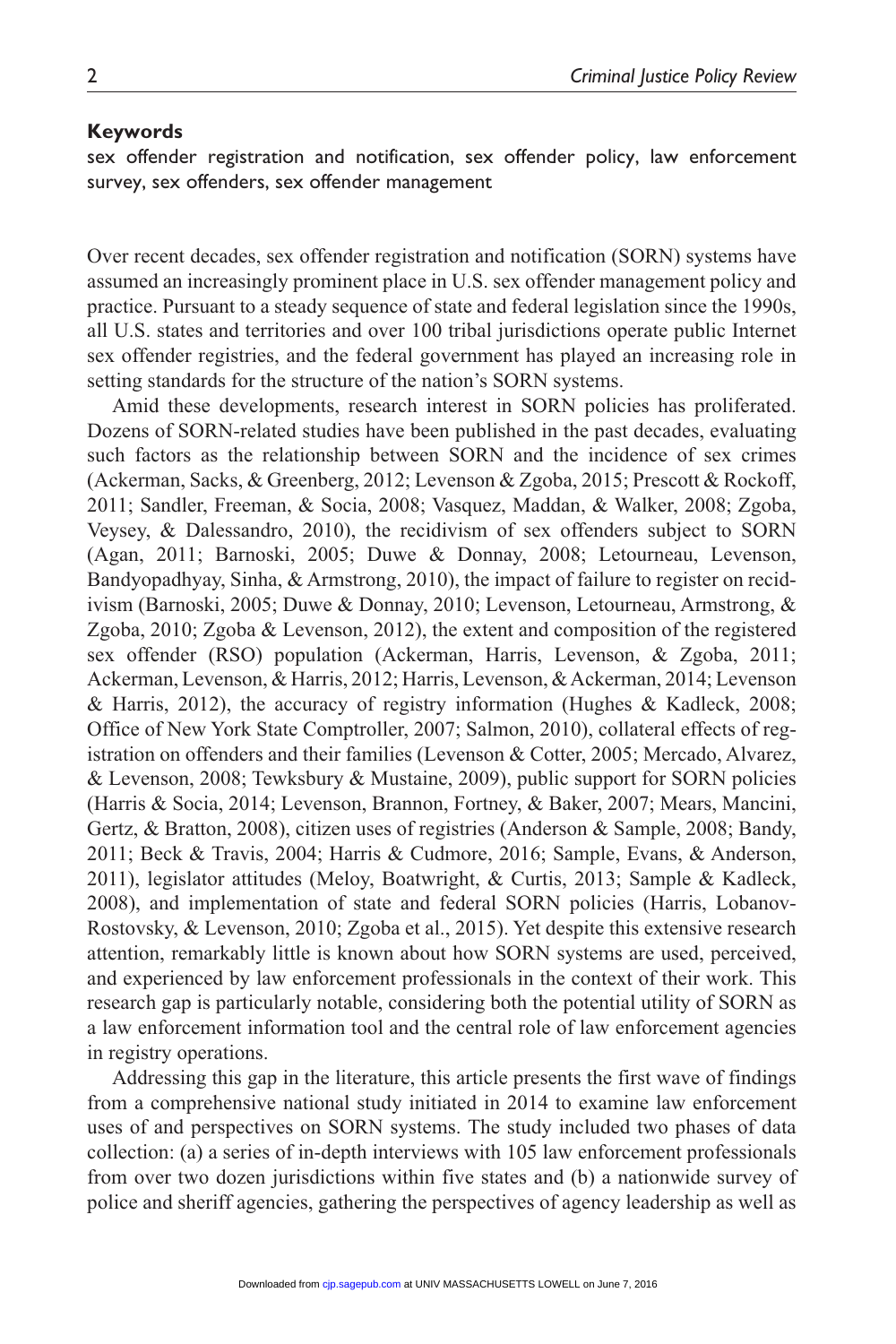## Keywords

sex offender registration and notification, sex offender policy, law enforcement survey, sex offenders, sex offender management

Over recent decades, sex offender registration and notification (SORN) systems have assumed an increasingly prominent place in U.S. sex offender management policy and practice. Pursuant to a steady sequence of state and federal legislation since the 1990s, all U.S. states and territories and over 100 tribal jurisdictions operate public Internet sex offender registries, and the federal government has played an increasing role in setting standards for the structure of the nation's SORN systems.

Amid these developments, research interest in SORN policies has proliferated. Dozens of SORN-related studies have been published in the past decades, evaluating such factors as the relationship between SORN and the incidence of sex crimes (Ackerman, Sacks, & Greenberg, 2012; Levenson & Zgoba, 2015; Prescott & Rockoff, 2011; Sandler, Freeman, & Socia, 2008; Vasquez, Maddan, & Walker, 2008; Zgoba, Veysey, & Dalessandro, 2010), the recidivism of sex offenders subject to SORN (Agan, 2011; Barnoski, 2005; Duwe & Donnay, 2008; Letourneau, Levenson, Bandyopadhyay, Sinha, & Armstrong, 2010), the impact of failure to register on recidivism (Barnoski, 2005; Duwe & Donnay, 2010; Levenson, Letourneau, Armstrong, & Zgoba, 2010; Zgoba & Levenson, 2012), the extent and composition of the registered sex offender (RSO) population (Ackerman, Harris, Levenson, & Zgoba, 2011; Ackerman, Levenson, & Harris, 2012; Harris, Levenson, & Ackerman, 2014; Levenson & Harris, 2012), the accuracy of registry information (Hughes & Kadleck, 2008; Office of New York State Comptroller, 2007; Salmon, 2010), collateral effects of registration on offenders and their families (Levenson & Cotter, 2005; Mercado, Alvarez, & Levenson, 2008; Tewksbury & Mustaine, 2009), public support for SORN policies (Harris & Socia, 2014; Levenson, Brannon, Fortney, & Baker, 2007; Mears, Mancini, Gertz, & Bratton, 2008), citizen uses of registries (Anderson & Sample, 2008; Bandy, 2011; Beck & Travis, 2004; Harris & Cudmore, 2016; Sample, Evans, & Anderson, 2011), legislator attitudes (Meloy, Boatwright, & Curtis, 2013; Sample & Kadleck, 2008), and implementation of state and federal SORN policies (Harris, Lobanov-Rostovsky, & Levenson, 2010; Zgoba et al., 2015). Yet despite this extensive research attention, remarkably little is known about how SORN systems are used, perceived, and experienced by law enforcement professionals in the context of their work. This research gap is particularly notable, considering both the potential utility of SORN as a law enforcement information tool and the central role of law enforcement agencies in registry operations.

Addressing this gap in the literature, this article presents the first wave of findings from a comprehensive national study initiated in 2014 to examine law enforcement uses of and perspectives on SORN systems. The study included two phases of data collection: (a) a series of in-depth interviews with 105 law enforcement professionals from over two dozen jurisdictions within five states and (b) a nationwide survey of police and sheriff agencies, gathering the perspectives of agency leadership as well as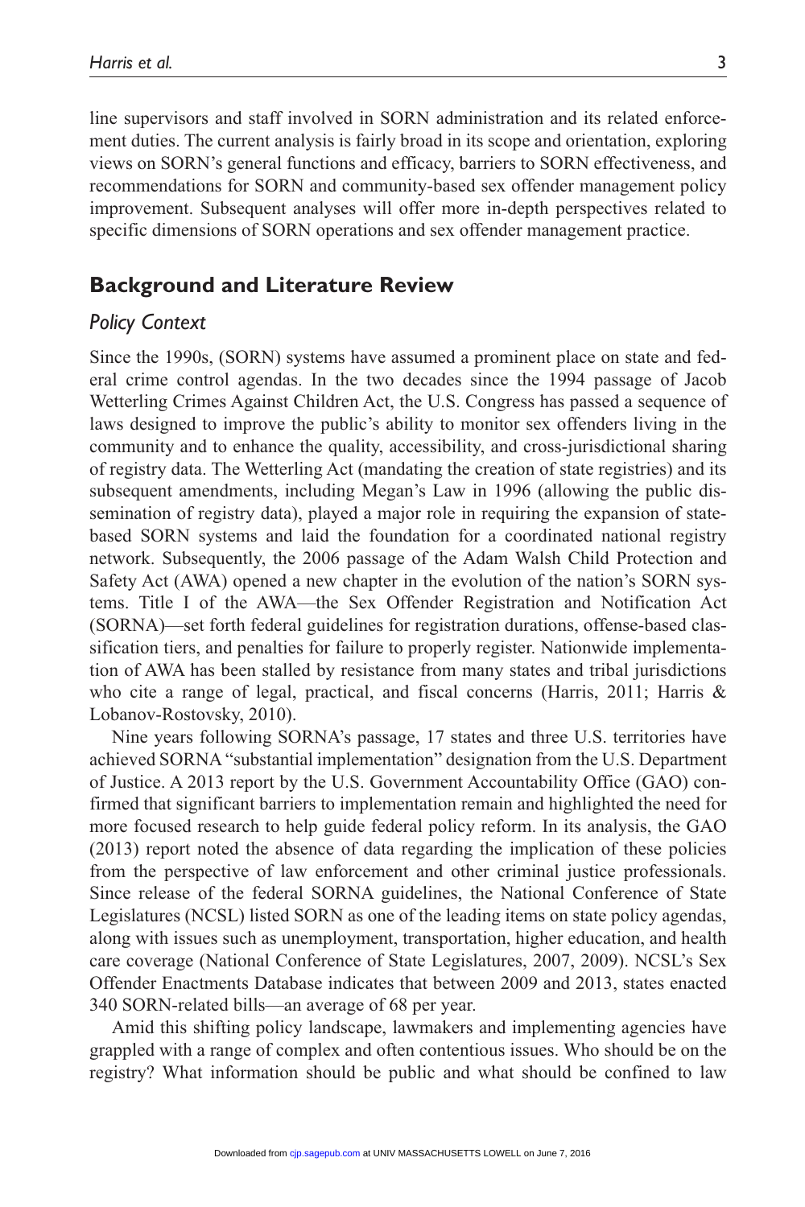line supervisors and staff involved in SORN administration and its related enforcement duties. The current analysis is fairly broad in its scope and orientation, exploring views on SORN's general functions and efficacy, barriers to SORN effectiveness, and recommendations for SORN and community-based sex offender management policy improvement. Subsequent analyses will offer more in-depth perspectives related to specific dimensions of SORN operations and sex offender management practice.

## Background and Literature Review

### *Policy Context*

Since the 1990s, (SORN) systems have assumed a prominent place on state and federal crime control agendas. In the two decades since the 1994 passage of Jacob Wetterling Crimes Against Children Act, the U.S. Congress has passed a sequence of laws designed to improve the public's ability to monitor sex offenders living in the community and to enhance the quality, accessibility, and cross-jurisdictional sharing of registry data. The Wetterling Act (mandating the creation of state registries) and its subsequent amendments, including Megan's Law in 1996 (allowing the public dissemination of registry data), played a major role in requiring the expansion of state-based SORN systems and laid the foundation for a coordinated national registry network. Subsequently, the 2006 passage of the Adam Walsh Child Protection and Safety Act (AWA) opened a new chapter in the evolution of the nation's SORN systems. Title I of the AWA—the Sex Offender Registration and Notification Act (SORNA)—set forth federal guidelines for registration durations, offense-based classification tiers, and penalties for failure to properly register. Nationwide implementation of AWA has been stalled by resistance from many states and tribal jurisdictions who cite a range of legal, practical, and fiscal concerns (Harris, 2011; Harris & Lobanov-Rostovsky, 2010).

Nine years following SORNA's passage, 17 states and three U.S. territories have achieved SORNA "substantial implementation" designation from the U.S. Department of Justice. A 2013 report by the U.S. Government Accountability Office (GAO) confirmed that significant barriers to implementation remain and highlighted the need for more focused research to help guide federal policy reform. In its analysis, the GAO (2013) report noted the absence of data regarding the implication of these policies from the perspective of law enforcement and other criminal justice professionals. Since release of the federal SORNA guidelines, the National Conference of State Legislatures (NCSL) listed SORN as one of the leading items on state policy agendas, along with issues such as unemployment, transportation, higher education, and health care coverage (National Conference of State Legislatures, 2007, 2009). NCSL's Sex Offender Enactments Database indicates that between 2009 and 2013, states enacted 340 SORN-related bills—an average of 68 per year.

Amid this shifting policy landscape, lawmakers and implementing agencies have grappled with a range of complex and often contentious issues. Who should be on the registry? What information should be public and what should be confined to law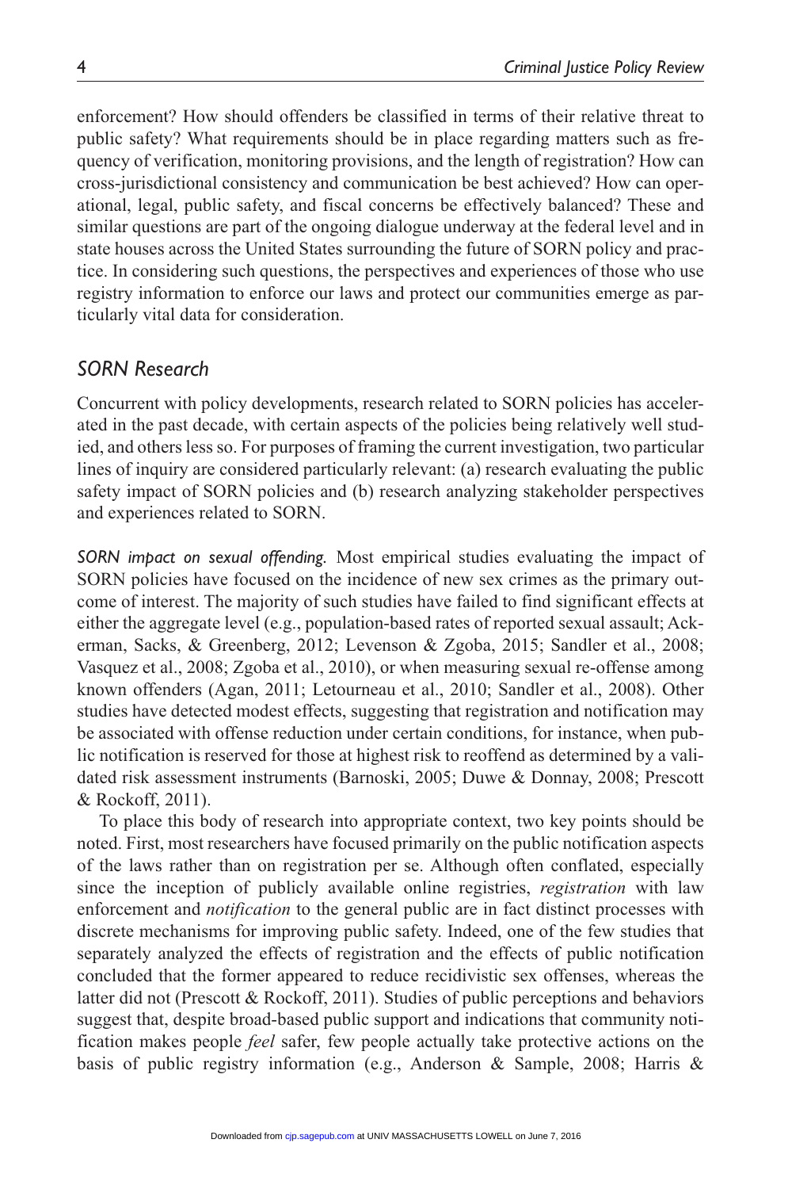enforcement? How should offenders be classified in terms of their relative threat to public safety? What requirements should be in place regarding matters such as frequency of verification, monitoring provisions, and the length of registration? How can cross-jurisdictional consistency and communication be best achieved? How can operational, legal, public safety, and fiscal concerns be effectively balanced? These and similar questions are part of the ongoing dialogue underway at the federal level and in state houses across the United States surrounding the future of SORN policy and practice. In considering such questions, the perspectives and experiences of those who use registry information to enforce our laws and protect our communities emerge as particularly vital data for consideration.

## SORN Research

Concurrent with policy developments, research related to SORN policies has accelerated in the past decade, with certain aspects of the policies being relatively well studied, and others less so. For purposes of framing the current investigation, two particular lines of inquiry are considered particularly relevant: (a) research evaluating the public safety impact of SORN policies and (b) research analyzing stakeholder perspectives and experiences related to SORN.

*SORN impact on sexual offending.* Most empirical studies evaluating the impact of SORN policies have focused on the incidence of new sex crimes as the primary outcome of interest. The majority of such studies have failed to find significant effects at either the aggregate level (e.g., population-based rates of reported sexual assault; Ackerman, Sacks, & Greenberg, 2012; Levenson & Zgoba, 2015; Sandler et al., 2008; Vasquez et al., 2008; Zgoba et al., 2010), or when measuring sexual re-offense among known offenders (Agan, 2011; Letourneau et al., 2010; Sandler et al., 2008). Other studies have detected modest effects, suggesting that registration and notification may be associated with offense reduction under certain conditions, for instance, when public notification is reserved for those at highest risk to reoffend as determined by a validated risk assessment instruments (Barnoski, 2005; Duwe & Donnay, 2008; Prescott & Rockoff, 2011).

To place this body of research into appropriate context, two key points should be noted. First, most researchers have focused primarily on the public notification aspects of the laws rather than on registration per se. Although often conflated, especially since the inception of publicly available online registries, *registration* with law enforcement and *notification* to the general public are in fact distinct processes with discrete mechanisms for improving public safety. Indeed, one of the few studies that separately analyzed the effects of registration and the effects of public notification concluded that the former appeared to reduce recidivistic sex offenses, whereas the latter did not (Prescott & Rockoff, 2011). Studies of public perceptions and behaviors suggest that, despite broad-based public support and indications that community notification makes people *feel* safer, few people actually take protective actions on the basis of public registry information (e.g., Anderson & Sample, 2008; Harris &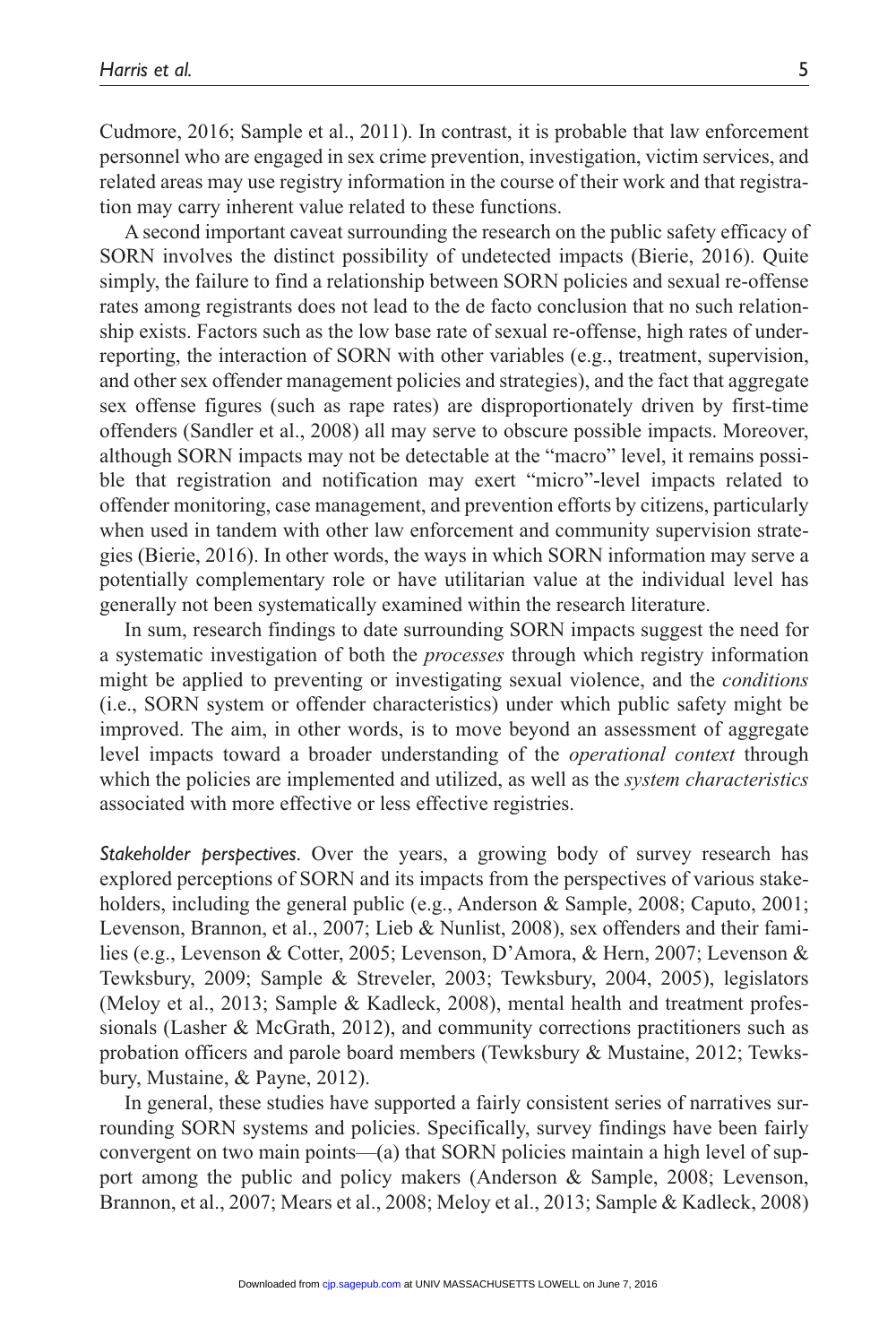Cudmore, 2016; Sample et al., 2011). In contrast, it is probable that law enforcement personnel who are engaged in sex crime prevention, investigation, victim services, and related areas may use registry information in the course of their work and that registration may carry inherent value related to these functions.

A second important caveat surrounding the research on the public safety efficacy of SORN involves the distinct possibility of undetected impacts (Bierie, 2016). Quite simply, the failure to find a relationship between SORN policies and sexual re-offense rates among registrants does not lead to the de facto conclusion that no such relationship exists. Factors such as the low base rate of sexual re-offense, high rates of underreporting, the interaction of SORN with other variables (e.g., treatment, supervision, and other sex offender management policies and strategies), and the fact that aggregate sex offense figures (such as rape rates) are disproportionately driven by first-time offenders (Sandler et al., 2008) all may serve to obscure possible impacts. Moreover, although SORN impacts may not be detectable at the "macro" level, it remains possible that registration and notification may exert "micro"-level impacts related to offender monitoring, case management, and prevention efforts by citizens, particularly when used in tandem with other law enforcement and community supervision strategies (Bierie, 2016). In other words, the ways in which SORN information may serve a potentially complementary role or have utilitarian value at the individual level has generally not been systematically examined within the research literature.

In sum, research findings to date surrounding SORN impacts suggest the need for a systematic investigation of both the *processes* through which registry information might be applied to preventing or investigating sexual violence, and the *conditions* (i.e., SORN system or offender characteristics) under which public safety might be improved. The aim, in other words, is to move beyond an assessment of aggregate level impacts toward a broader understanding of the *operational context* through which the policies are implemented and utilized, as well as the *system characteristics* associated with more effective or less effective registries.

*Stakeholder perspectives.* Over the years, a growing body of survey research has explored perceptions of SORN and its impacts from the perspectives of various stakeholders, including the general public (e.g., Anderson & Sample, 2008; Caputo, 2001; Levenson, Brannon, et al., 2007; Lieb & Nunlist, 2008), sex offenders and their families (e.g., Levenson & Cotter, 2005; Levenson, D'Amora, & Hern, 2007; Levenson & Tewksbury, 2009; Sample & Streveler, 2003; Tewksbury, 2004, 2005), legislators (Meloy et al., 2013; Sample & Kadleck, 2008), mental health and treatment professionals (Lasher & McGrath, 2012), and community corrections practitioners such as probation officers and parole board members (Tewksbury & Mustaine, 2012; Tewksbury, Mustaine, & Payne, 2012).

In general, these studies have supported a fairly consistent series of narratives surrounding SORN systems and policies. Specifically, survey findings have been fairly convergent on two main points—(a) that SORN policies maintain a high level of support among the public and policy makers (Anderson & Sample, 2008; Levenson, Brannon, et al., 2007; Mears et al., 2008; Meloy et al., 2013; Sample & Kadleck, 2008)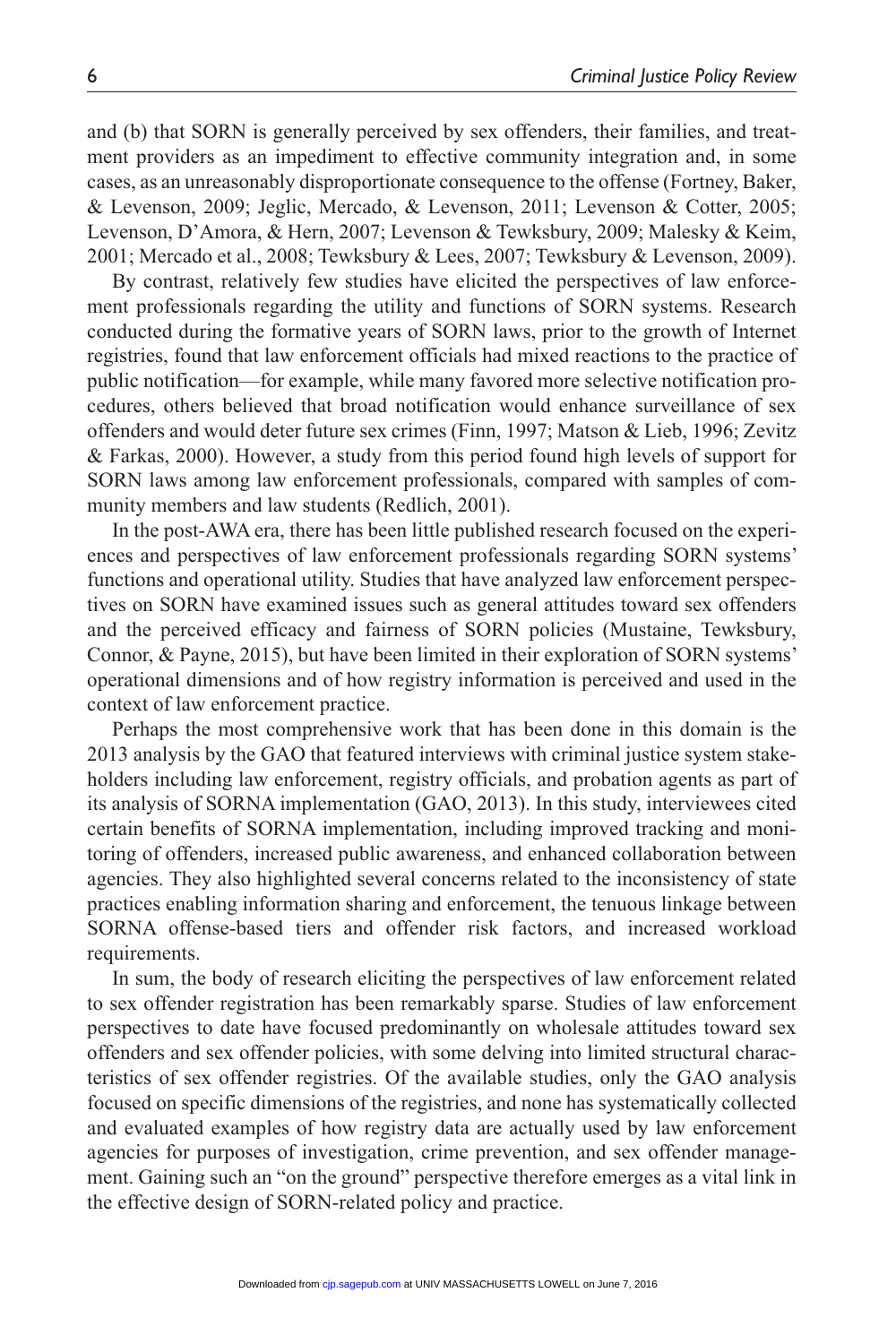and (b) that SORN is generally perceived by sex offenders, their families, and treatment providers as an impediment to effective community integration and, in some cases, as an unreasonably disproportionate consequence to the offense (Fortney, Baker, & Levenson, 2009; Jeglic, Mercado, & Levenson, 2011; Levenson & Cotter, 2005; Levenson, D'Amora, & Hern, 2007; Levenson & Tewksbury, 2009; Malesky & Keim, 2001; Mercado et al., 2008; Tewksbury & Lees, 2007; Tewksbury & Levenson, 2009).

By contrast, relatively few studies have elicited the perspectives of law enforcement professionals regarding the utility and functions of SORN systems. Research conducted during the formative years of SORN laws, prior to the growth of Internet registries, found that law enforcement officials had mixed reactions to the practice of public notification—for example, while many favored more selective notification procedures, others believed that broad notification would enhance surveillance of sex offenders and would deter future sex crimes (Finn, 1997; Matson & Lieb, 1996; Zevitz & Farkas, 2000). However, a study from this period found high levels of support for SORN laws among law enforcement professionals, compared with samples of community members and law students (Redlich, 2001).

In the post-AWA era, there has been little published research focused on the experiences and perspectives of law enforcement professionals regarding SORN systems' functions and operational utility. Studies that have analyzed law enforcement perspectives on SORN have examined issues such as general attitudes toward sex offenders and the perceived efficacy and fairness of SORN policies (Mustaine, Tewksbury, Connor, & Payne, 2015), but have been limited in their exploration of SORN systems' operational dimensions and of how registry information is perceived and used in the context of law enforcement practice.

Perhaps the most comprehensive work that has been done in this domain is the 2013 analysis by the GAO that featured interviews with criminal justice system stakeholders including law enforcement, registry officials, and probation agents as part of its analysis of SORNA implementation (GAO, 2013). In this study, interviewees cited certain benefits of SORNA implementation, including improved tracking and monitoring of offenders, increased public awareness, and enhanced collaboration between agencies. They also highlighted several concerns related to the inconsistency of state practices enabling information sharing and enforcement, the tenuous linkage between SORNA offense-based tiers and offender risk factors, and increased workload requirements.

In sum, the body of research eliciting the perspectives of law enforcement related to sex offender registration has been remarkably sparse. Studies of law enforcement perspectives to date have focused predominantly on wholesale attitudes toward sex offenders and sex offender policies, with some delving into limited structural characteristics of sex offender registries. Of the available studies, only the GAO analysis focused on specific dimensions of the registries, and none has systematically collected and evaluated examples of how registry data are actually used by law enforcement agencies for purposes of investigation, crime prevention, and sex offender management. Gaining such an "on the ground" perspective therefore emerges as a vital link in the effective design of SORN-related policy and practice.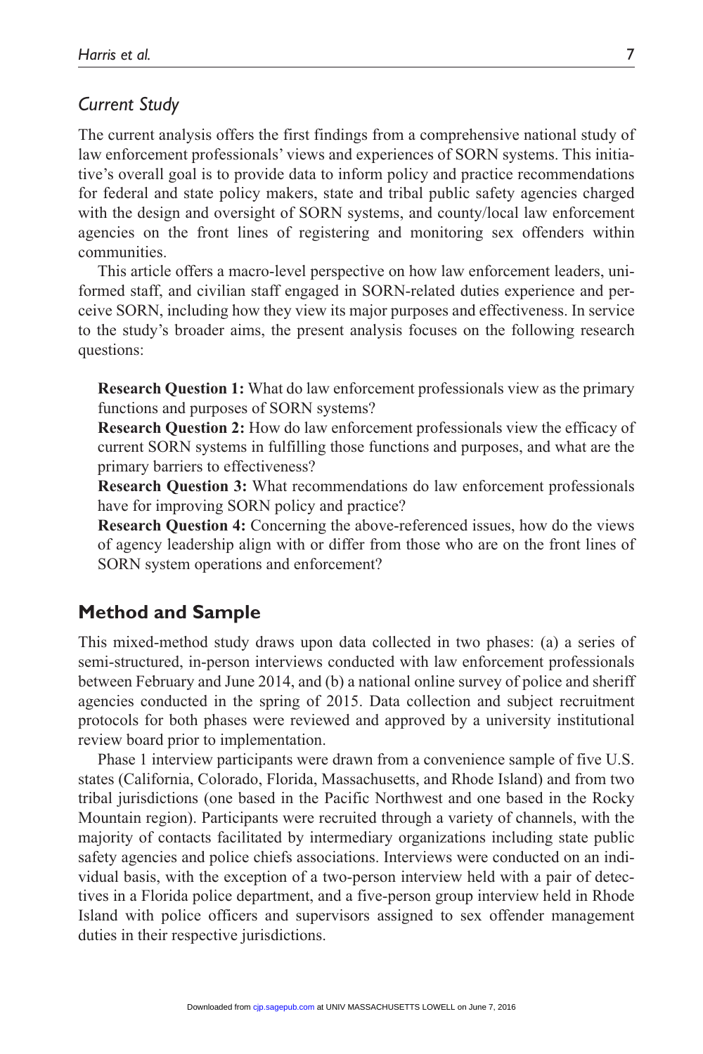### *Current Study*

The current analysis offers the first findings from a comprehensive national study of law enforcement professionals' views and experiences of SORN systems. This initiative's overall goal is to provide data to inform policy and practice recommendations for federal and state policy makers, state and tribal public safety agencies charged with the design and oversight of SORN systems, and county/local law enforcement agencies on the front lines of registering and monitoring sex offenders within communities.

This article offers a macro-level perspective on how law enforcement leaders, uniformed staff, and civilian staff engaged in SORN-related duties experience and perceive SORN, including how they view its major purposes and effectiveness. In service to the study's broader aims, the present analysis focuses on the following research questions:

**Research Question 1:** What do law enforcement professionals view as the primary functions and purposes of SORN systems?
**Research Question 2:** How do law enforcement professionals view the efficacy of current SORN systems in fulfilling those functions and purposes, and what are the primary barriers to effectiveness?
**Research Question 3:** What recommendations do law enforcement professionals have for improving SORN policy and practice?
**Research Question 4:** Concerning the above-referenced issues, how do the views of agency leadership align with or differ from those who are on the front lines of SORN system operations and enforcement?

## Method and Sample

This mixed-method study draws upon data collected in two phases: (a) a series of semi-structured, in-person interviews conducted with law enforcement professionals between February and June 2014, and (b) a national online survey of police and sheriff agencies conducted in the spring of 2015. Data collection and subject recruitment protocols for both phases were reviewed and approved by a university institutional review board prior to implementation.

Phase 1 interview participants were drawn from a convenience sample of five U.S. states (California, Colorado, Florida, Massachusetts, and Rhode Island) and from two tribal jurisdictions (one based in the Pacific Northwest and one based in the Rocky Mountain region). Participants were recruited through a variety of channels, with the majority of contacts facilitated by intermediary organizations including state public safety agencies and police chiefs associations. Interviews were conducted on an individual basis, with the exception of a two-person interview held with a pair of detectives in a Florida police department, and a five-person group interview held in Rhode Island with police officers and supervisors assigned to sex offender management duties in their respective jurisdictions.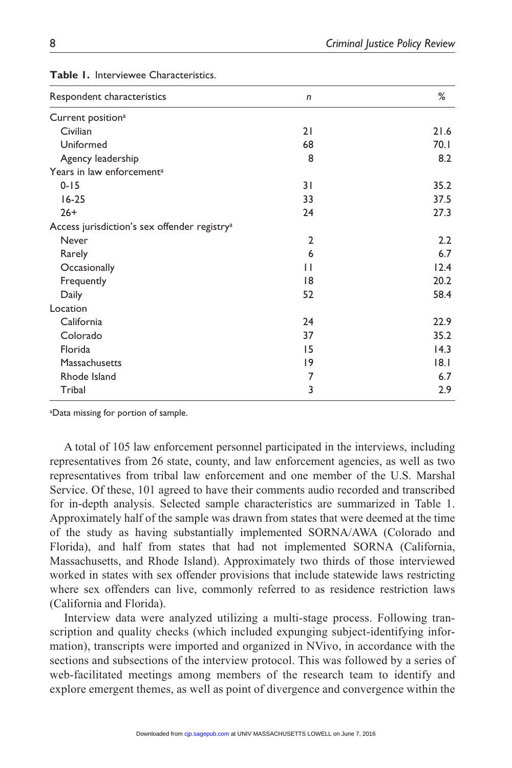**Table 1.** Interviewee Characteristics.

| Respondent characteristics | n | % |
|---|---|---|
| Current position[a] | | |
| Civilian | 21 | 21.6 |
| Uniformed | 68 | 70.1 |
| Agency leadership | 8 | 8.2 |
| Years in law enforcement[a] | | |
| 0-15 | 31 | 35.2 |
| 16-25 | 33 | 37.5 |
| 26+ | 24 | 27.3 |
| Access jurisdiction's sex offender registry[a] | | |
| Never | 2 | 2.2 |
| Rarely | 6 | 6.7 |
| Occasionally | 11 | 12.4 |
| Frequently | 18 | 20.2 |
| Daily | 52 | 58.4 |
| Location | | |
| California | 24 | 22.9 |
| Colorado | 37 | 35.2 |
| Florida | 15 | 14.3 |
| Massachusetts | 19 | 18.1 |
| Rhode Island | 7 | 6.7 |
| Tribal | 3 | 2.9 |

[a]Data missing for portion of sample.

A total of 105 law enforcement personnel participated in the interviews, including representatives from 26 state, county, and law enforcement agencies, as well as two representatives from tribal law enforcement and one member of the U.S. Marshal Service. Of these, 101 agreed to have their comments audio recorded and transcribed for in-depth analysis. Selected sample characteristics are summarized in Table 1. Approximately half of the sample was drawn from states that were deemed at the time of the study as having substantially implemented SORNA/AWA (Colorado and Florida), and half from states that had not implemented SORNA (California, Massachusetts, and Rhode Island). Approximately two thirds of those interviewed worked in states with sex offender provisions that include statewide laws restricting where sex offenders can live, commonly referred to as residence restriction laws (California and Florida).

Interview data were analyzed utilizing a multi-stage process. Following transcription and quality checks (which included expunging subject-identifying information), transcripts were imported and organized in NVivo, in accordance with the sections and subsections of the interview protocol. This was followed by a series of web-facilitated meetings among members of the research team to identify and explore emergent themes, as well as point of divergence and convergence within the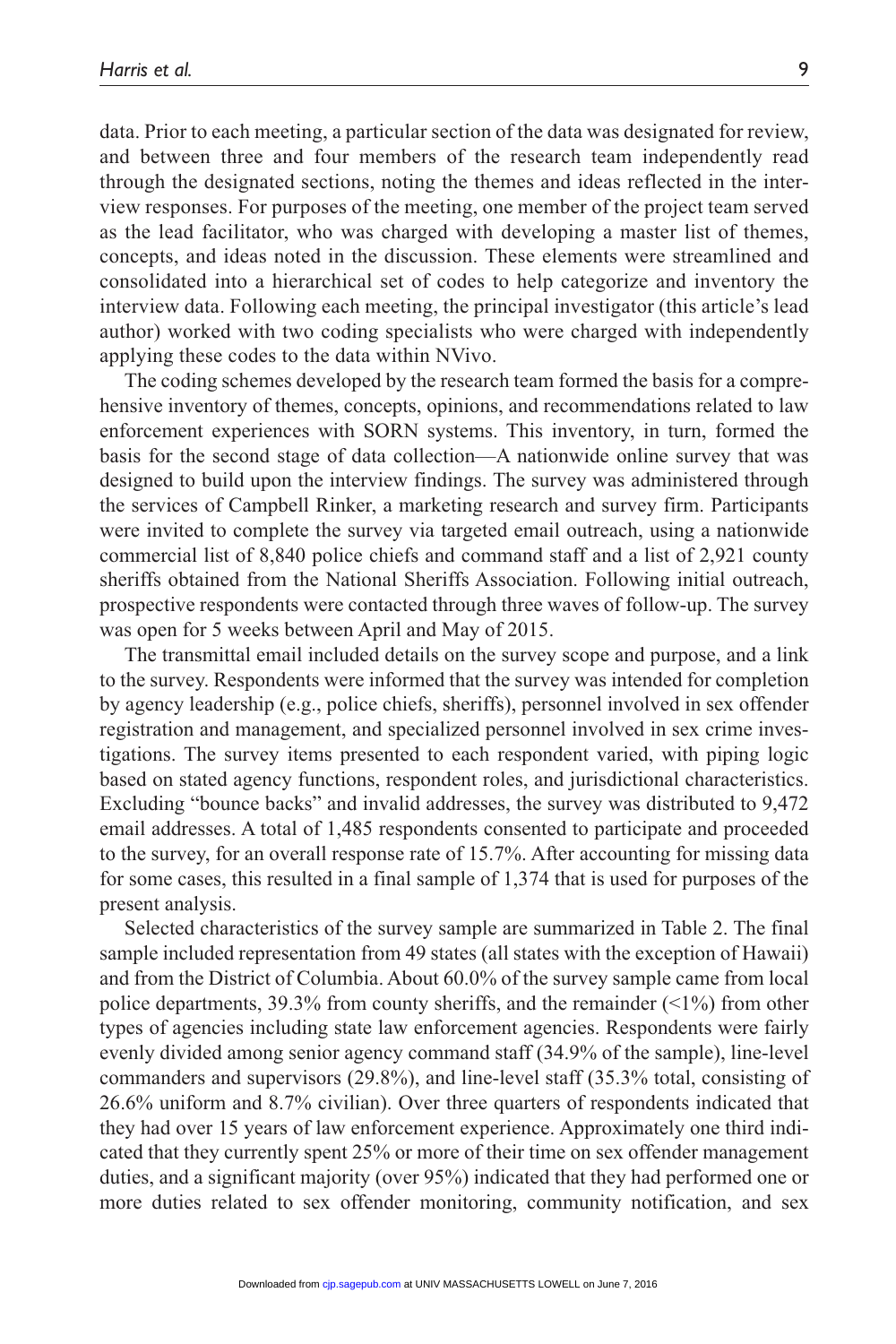data. Prior to each meeting, a particular section of the data was designated for review, and between three and four members of the research team independently read through the designated sections, noting the themes and ideas reflected in the interview responses. For purposes of the meeting, one member of the project team served as the lead facilitator, who was charged with developing a master list of themes, concepts, and ideas noted in the discussion. These elements were streamlined and consolidated into a hierarchical set of codes to help categorize and inventory the interview data. Following each meeting, the principal investigator (this article's lead author) worked with two coding specialists who were charged with independently applying these codes to the data within NVivo.

The coding schemes developed by the research team formed the basis for a comprehensive inventory of themes, concepts, opinions, and recommendations related to law enforcement experiences with SORN systems. This inventory, in turn, formed the basis for the second stage of data collection—A nationwide online survey that was designed to build upon the interview findings. The survey was administered through the services of Campbell Rinker, a marketing research and survey firm. Participants were invited to complete the survey via targeted email outreach, using a nationwide commercial list of 8,840 police chiefs and command staff and a list of 2,921 county sheriffs obtained from the National Sheriffs Association. Following initial outreach, prospective respondents were contacted through three waves of follow-up. The survey was open for 5 weeks between April and May of 2015.

The transmittal email included details on the survey scope and purpose, and a link to the survey. Respondents were informed that the survey was intended for completion by agency leadership (e.g., police chiefs, sheriffs), personnel involved in sex offender registration and management, and specialized personnel involved in sex crime investigations. The survey items presented to each respondent varied, with piping logic based on stated agency functions, respondent roles, and jurisdictional characteristics. Excluding "bounce backs" and invalid addresses, the survey was distributed to 9,472 email addresses. A total of 1,485 respondents consented to participate and proceeded to the survey, for an overall response rate of 15.7%. After accounting for missing data for some cases, this resulted in a final sample of 1,374 that is used for purposes of the present analysis.

Selected characteristics of the survey sample are summarized in Table 2. The final sample included representation from 49 states (all states with the exception of Hawaii) and from the District of Columbia. About 60.0% of the survey sample came from local police departments, 39.3% from county sheriffs, and the remainder (<1%) from other types of agencies including state law enforcement agencies. Respondents were fairly evenly divided among senior agency command staff (34.9% of the sample), line-level commanders and supervisors (29.8%), and line-level staff (35.3% total, consisting of 26.6% uniform and 8.7% civilian). Over three quarters of respondents indicated that they had over 15 years of law enforcement experience. Approximately one third indicated that they currently spent 25% or more of their time on sex offender management duties, and a significant majority (over 95%) indicated that they had performed one or more duties related to sex offender monitoring, community notification, and sex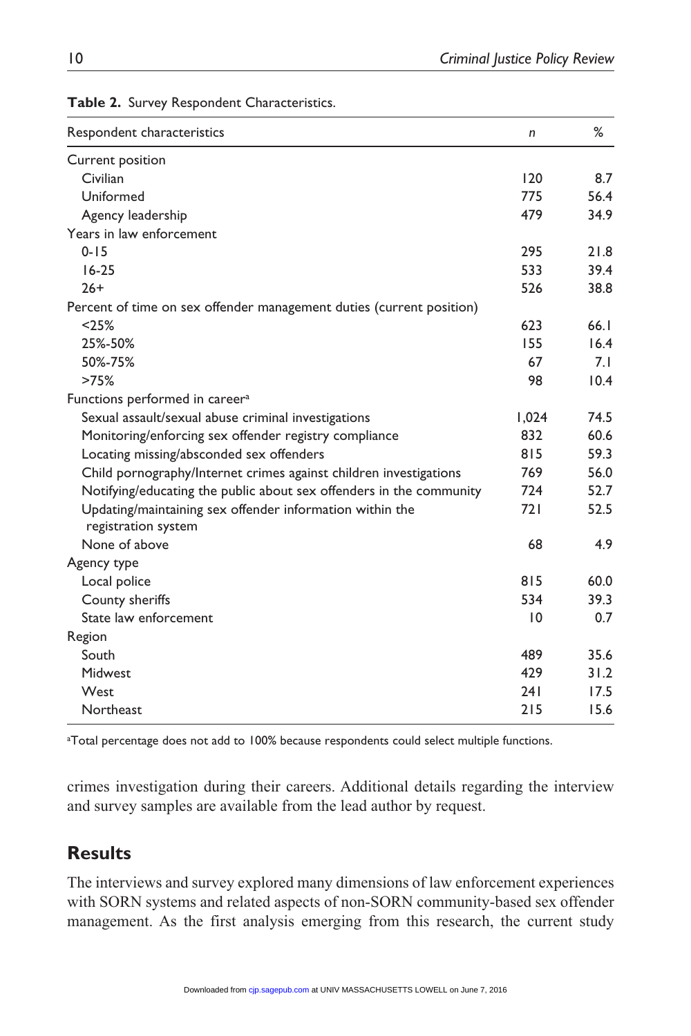**Table 2.** Survey Respondent Characteristics.

| Respondent characteristics | *n* | % |
|---|---|---|
| Current position | | |
| Civilian | 120 | 8.7 |
| Uniformed | 775 | 56.4 |
| Agency leadership | 479 | 34.9 |
| Years in law enforcement | | |
| 0-15 | 295 | 21.8 |
| 16-25 | 533 | 39.4 |
| 26+ | 526 | 38.8 |
| Percent of time on sex offender management duties (current position) | | |
| <25% | 623 | 66.1 |
| 25%-50% | 155 | 16.4 |
| 50%-75% | 67 | 7.1 |
| >75% | 98 | 10.4 |
| Functions performed in career[a] | | |
| Sexual assault/sexual abuse criminal investigations | 1,024 | 74.5 |
| Monitoring/enforcing sex offender registry compliance | 832 | 60.6 |
| Locating missing/absconded sex offenders | 815 | 59.3 |
| Child pornography/Internet crimes against children investigations | 769 | 56.0 |
| Notifying/educating the public about sex offenders in the community | 724 | 52.7 |
| Updating/maintaining sex offender information within the registration system | 721 | 52.5 |
| None of above | 68 | 4.9 |
| Agency type | | |
| Local police | 815 | 60.0 |
| County sheriffs | 534 | 39.3 |
| State law enforcement | 10 | 0.7 |
| Region | | |
| South | 489 | 35.6 |
| Midwest | 429 | 31.2 |
| West | 241 | 17.5 |
| Northeast | 215 | 15.6 |

[a]Total percentage does not add to 100% because respondents could select multiple functions.

crimes investigation during their careers. Additional details regarding the interview and survey samples are available from the lead author by request.

## Results

The interviews and survey explored many dimensions of law enforcement experiences with SORN systems and related aspects of non-SORN community-based sex offender management. As the first analysis emerging from this research, the current study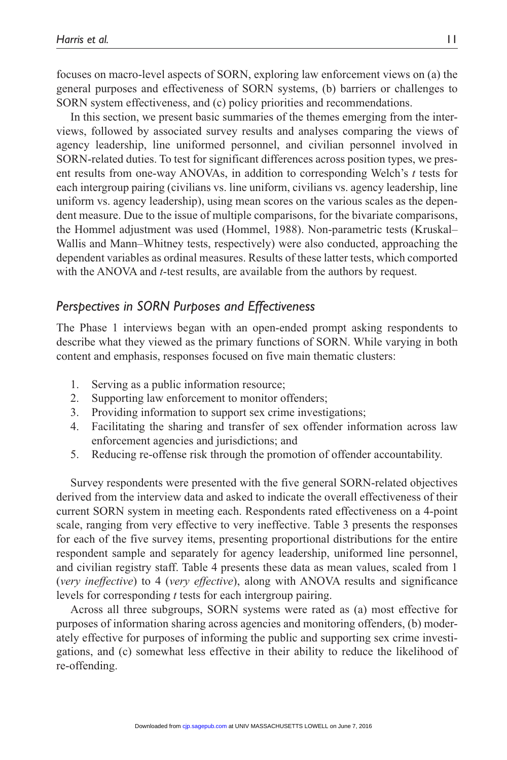focuses on macro-level aspects of SORN, exploring law enforcement views on (a) the general purposes and effectiveness of SORN systems, (b) barriers or challenges to SORN system effectiveness, and (c) policy priorities and recommendations.

In this section, we present basic summaries of the themes emerging from the interviews, followed by associated survey results and analyses comparing the views of agency leadership, line uniformed personnel, and civilian personnel involved in SORN-related duties. To test for significant differences across position types, we present results from one-way ANOVAs, in addition to corresponding Welch's *t* tests for each intergroup pairing (civilians vs. line uniform, civilians vs. agency leadership, line uniform vs. agency leadership), using mean scores on the various scales as the dependent measure. Due to the issue of multiple comparisons, for the bivariate comparisons, the Hommel adjustment was used (Hommel, 1988). Non-parametric tests (Kruskal–Wallis and Mann–Whitney tests, respectively) were also conducted, approaching the dependent variables as ordinal measures. Results of these latter tests, which comported with the ANOVA and *t*-test results, are available from the authors by request.

### *Perspectives in SORN Purposes and Effectiveness*

The Phase 1 interviews began with an open-ended prompt asking respondents to describe what they viewed as the primary functions of SORN. While varying in both content and emphasis, responses focused on five main thematic clusters:

1. Serving as a public information resource;
2. Supporting law enforcement to monitor offenders;
3. Providing information to support sex crime investigations;
4. Facilitating the sharing and transfer of sex offender information across law enforcement agencies and jurisdictions; and
5. Reducing re-offense risk through the promotion of offender accountability.

Survey respondents were presented with the five general SORN-related objectives derived from the interview data and asked to indicate the overall effectiveness of their current SORN system in meeting each. Respondents rated effectiveness on a 4-point scale, ranging from very effective to very ineffective. Table 3 presents the responses for each of the five survey items, presenting proportional distributions for the entire respondent sample and separately for agency leadership, uniformed line personnel, and civilian registry staff. Table 4 presents these data as mean values, scaled from 1 (*very ineffective*) to 4 (*very effective*), along with ANOVA results and significance levels for corresponding *t* tests for each intergroup pairing.

Across all three subgroups, SORN systems were rated as (a) most effective for purposes of information sharing across agencies and monitoring offenders, (b) moderately effective for purposes of informing the public and supporting sex crime investigations, and (c) somewhat less effective in their ability to reduce the likelihood of re-offending.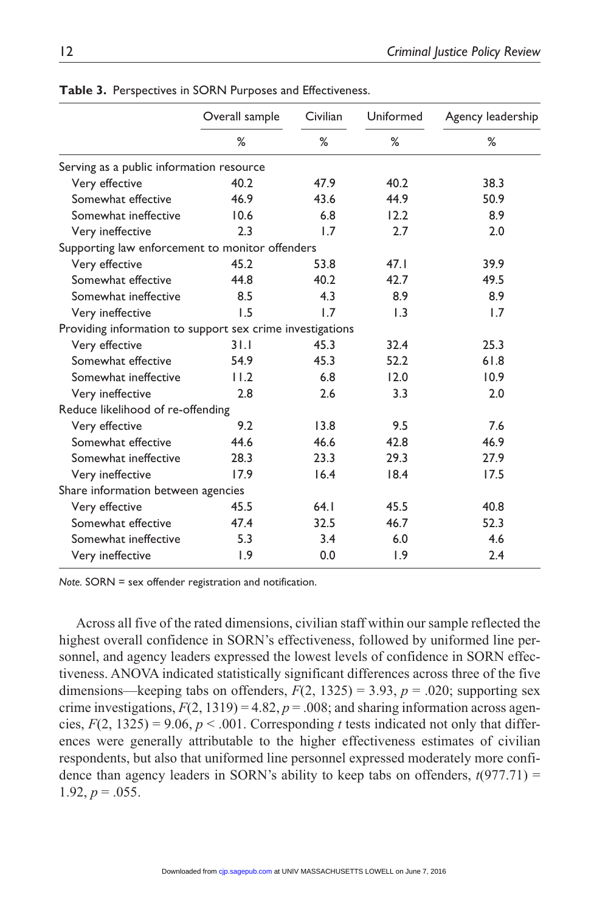**Table 3.** Perspectives in SORN Purposes and Effectiveness.

| | Overall sample | Civilian | Uniformed | Agency leadership |
|---|---|---|---|---|
| | % | % | % | % |
| Serving as a public information resource | | | | |
| Very effective | 40.2 | 47.9 | 40.2 | 38.3 |
| Somewhat effective | 46.9 | 43.6 | 44.9 | 50.9 |
| Somewhat ineffective | 10.6 | 6.8 | 12.2 | 8.9 |
| Very ineffective | 2.3 | 1.7 | 2.7 | 2.0 |
| Supporting law enforcement to monitor offenders | | | | |
| Very effective | 45.2 | 53.8 | 47.1 | 39.9 |
| Somewhat effective | 44.8 | 40.2 | 42.7 | 49.5 |
| Somewhat ineffective | 8.5 | 4.3 | 8.9 | 8.9 |
| Very ineffective | 1.5 | 1.7 | 1.3 | 1.7 |
| Providing information to support sex crime investigations | | | | |
| Very effective | 31.1 | 45.3 | 32.4 | 25.3 |
| Somewhat effective | 54.9 | 45.3 | 52.2 | 61.8 |
| Somewhat ineffective | 11.2 | 6.8 | 12.0 | 10.9 |
| Very ineffective | 2.8 | 2.6 | 3.3 | 2.0 |
| Reduce likelihood of re-offending | | | | |
| Very effective | 9.2 | 13.8 | 9.5 | 7.6 |
| Somewhat effective | 44.6 | 46.6 | 42.8 | 46.9 |
| Somewhat ineffective | 28.3 | 23.3 | 29.3 | 27.9 |
| Very ineffective | 17.9 | 16.4 | 18.4 | 17.5 |
| Share information between agencies | | | | |
| Very effective | 45.5 | 64.1 | 45.5 | 40.8 |
| Somewhat effective | 47.4 | 32.5 | 46.7 | 52.3 |
| Somewhat ineffective | 5.3 | 3.4 | 6.0 | 4.6 |
| Very ineffective | 1.9 | 0.0 | 1.9 | 2.4 |

*Note.* SORN = sex offender registration and notification.

Across all five of the rated dimensions, civilian staff within our sample reflected the highest overall confidence in SORN's effectiveness, followed by uniformed line personnel, and agency leaders expressed the lowest levels of confidence in SORN effectiveness. ANOVA indicated statistically significant differences across three of the five dimensions—keeping tabs on offenders, $F(2, 1325) = 3.93$, $p = .020$; supporting sex crime investigations, $F(2, 1319) = 4.82$, $p = .008$; and sharing information across agencies, $F(2, 1325) = 9.06$, $p < .001$. Corresponding $t$ tests indicated not only that differences were generally attributable to the higher effectiveness estimates of civilian respondents, but also that uniformed line personnel expressed moderately more confidence than agency leaders in SORN's ability to keep tabs on offenders, $t(977.71) = 1.92$, $p = .055$.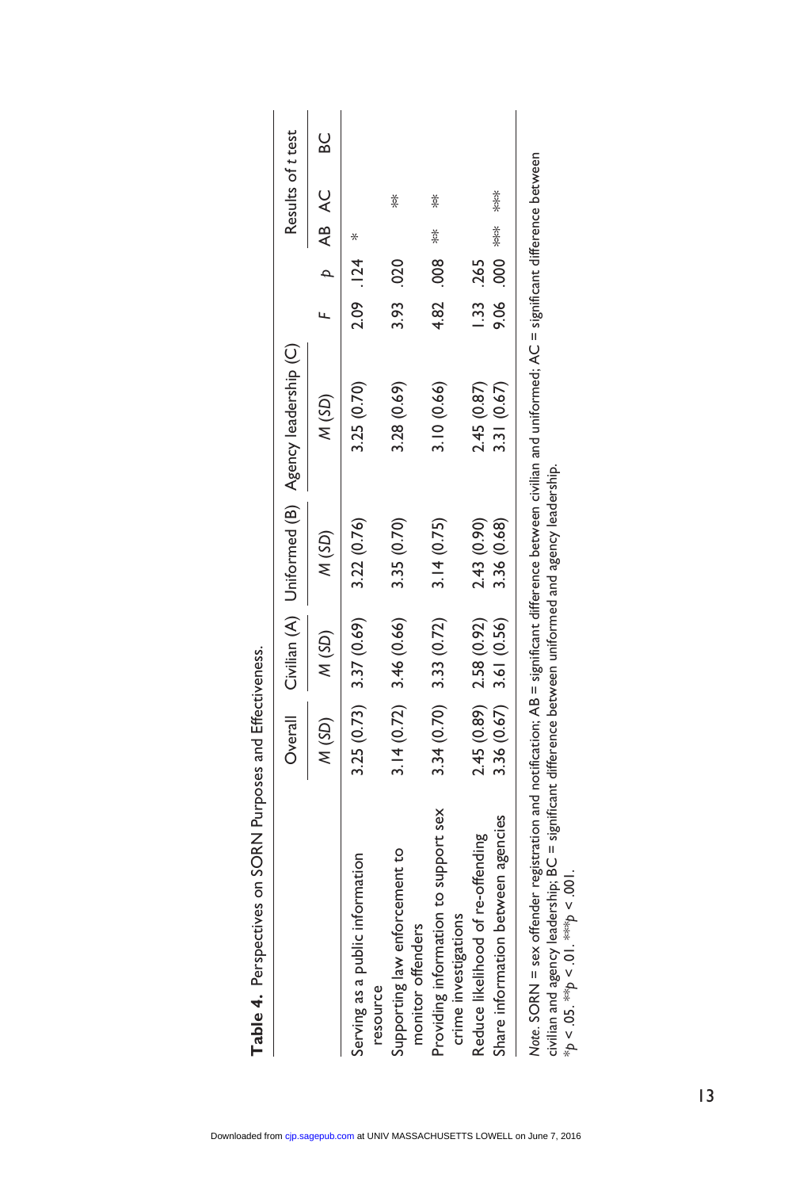**Table 4.** Perspectives on SORN Purposes and Effectiveness.

| | Overall | Civilian (A) | Uniformed (B) | Agency leadership (C) | | | Results of *t* test | | |
|---|---|---|---|---|---|---|---|---|---|
| | *M* (*SD*) | *M* (*SD*) | *M* (*SD*) | *M* (*SD*) | *F* | *p* | AB | AC | BC |
| Serving as a public information resource | 3.25 (0.73) | 3.37 (0.69) | 3.22 (0.76) | 3.25 (0.70) | 2.09 | .124 | * | | |
| Supporting law enforcement to monitor offenders | 3.14 (0.72) | 3.46 (0.66) | 3.35 (0.70) | 3.28 (0.69) | 3.93 | .020 | | ** | |
| Providing information to support sex crime investigations | 3.34 (0.70) | 3.33 (0.72) | 3.14 (0.75) | 3.10 (0.66) | 4.82 | .008 | ** | ** | |
| Reduce likelihood of re-offending | 2.45 (0.89) | 2.58 (0.92) | 2.43 (0.90) | 2.45 (0.87) | 1.33 | .265 | | | |
| Share information between agencies | 3.36 (0.67) | 3.61 (0.56) | 3.36 (0.68) | 3.31 (0.67) | 9.06 | .000 | *** | *** | |

*Note.* SORN = sex offender registration and notification; AB = significant difference between civilian and uniformed; AC = significant difference between civilian and agency leadership; BC = significant difference between uniformed and agency leadership.
$^{*}p < .05$. $^{**}p < .01$. $^{***}p < .001$.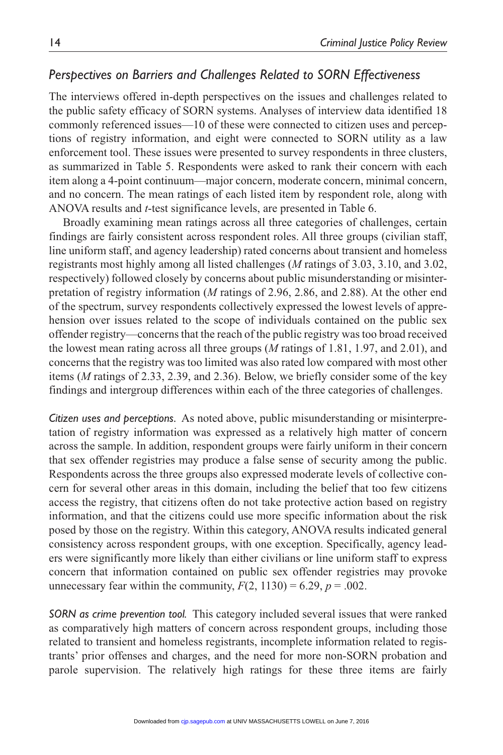### *Perspectives on Barriers and Challenges Related to SORN Effectiveness*

The interviews offered in-depth perspectives on the issues and challenges related to the public safety efficacy of SORN systems. Analyses of interview data identified 18 commonly referenced issues—10 of these were connected to citizen uses and perceptions of registry information, and eight were connected to SORN utility as a law enforcement tool. These issues were presented to survey respondents in three clusters, as summarized in Table 5. Respondents were asked to rank their concern with each item along a 4-point continuum—major concern, moderate concern, minimal concern, and no concern. The mean ratings of each listed item by respondent role, along with ANOVA results and *t*-test significance levels, are presented in Table 6.

Broadly examining mean ratings across all three categories of challenges, certain findings are fairly consistent across respondent roles. All three groups (civilian staff, line uniform staff, and agency leadership) rated concerns about transient and homeless registrants most highly among all listed challenges (*M* ratings of 3.03, 3.10, and 3.02, respectively) followed closely by concerns about public misunderstanding or misinterpretation of registry information (*M* ratings of 2.96, 2.86, and 2.88). At the other end of the spectrum, survey respondents collectively expressed the lowest levels of apprehension over issues related to the scope of individuals contained on the public sex offender registry—concerns that the reach of the public registry was too broad received the lowest mean rating across all three groups (*M* ratings of 1.81, 1.97, and 2.01), and concerns that the registry was too limited was also rated low compared with most other items (*M* ratings of 2.33, 2.39, and 2.36). Below, we briefly consider some of the key findings and intergroup differences within each of the three categories of challenges.

*Citizen uses and perceptions.* As noted above, public misunderstanding or misinterpretation of registry information was expressed as a relatively high matter of concern across the sample. In addition, respondent groups were fairly uniform in their concern that sex offender registries may produce a false sense of security among the public. Respondents across the three groups also expressed moderate levels of collective concern for several other areas in this domain, including the belief that too few citizens access the registry, that citizens often do not take protective action based on registry information, and that the citizens could use more specific information about the risk posed by those on the registry. Within this category, ANOVA results indicated general consistency across respondent groups, with one exception. Specifically, agency leaders were significantly more likely than either civilians or line uniform staff to express concern that information contained on public sex offender registries may provoke unnecessary fear within the community, $F(2, 1130) = 6.29$, $p = .002$.

*SORN as crime prevention tool.* This category included several issues that were ranked as comparatively high matters of concern across respondent groups, including those related to transient and homeless registrants, incomplete information related to registrants' prior offenses and charges, and the need for more non-SORN probation and parole supervision. The relatively high ratings for these three items are fairly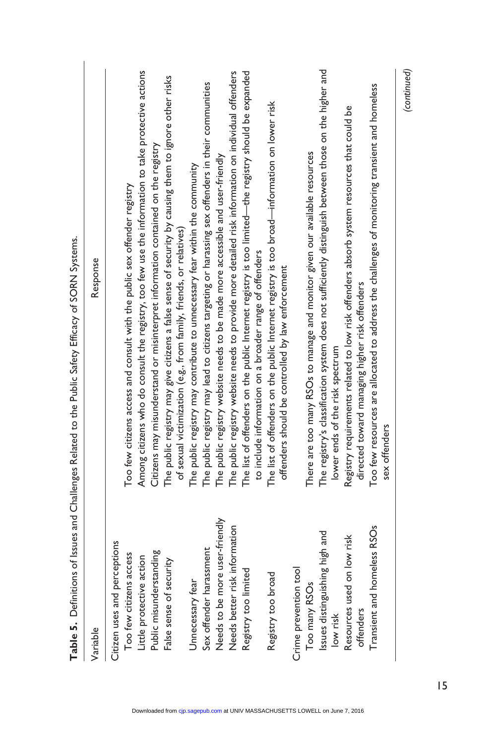**Table 5.** Definitions of Issues and Challenges Related to the Public Safety Efficacy of SORN Systems.

| Variable | Response |
|---|---|
| Citizen uses and perceptions | |
| Too few citizens access | Too few citizens access and consult with the public sex offender registry |
| Little protective action | Among citizens who do consult the registry, too few use the information to take protective actions |
| Public misunderstanding | Citizens may misunderstand or misinterpret information contained on the registry |
| False sense of security | The public registry may give citizens a false sense of security by causing them to ignore other risks of sexual victimization (e.g., from family, friends, or relatives) |
| Unnecessary fear | The public registry may contribute to unnecessary fear within the community |
| Sex offender harassment | The public registry may lead to citizens targeting or harassing sex offenders in their communities |
| Needs to be more user-friendly | The public registry website needs to be made more accessible and user-friendly |
| Needs better risk information | The public registry website needs to provide more detailed risk information on individual offenders |
| Registry too limited | The list of offenders on the public Internet registry is too limited—the registry should be expanded to include information on a broader range of offenders |
| Registry too broad | The list of offenders on the public Internet registry is too broad—information on lower risk offenders should be controlled by law enforcement |
| Crime prevention tool | |
| Too many RSOs | There are too many RSOs to manage and monitor given our available resources |
| Issues distinguishing high and low risk | The registry's classification system does not sufficiently distinguish between those on the higher and lower ends of the risk spectrum |
| Resources used on low risk offenders | Registry requirements related to low risk offenders absorb system resources that could be directed toward managing higher risk offenders |
| Transient and homeless RSOs | Too few resources are allocated to address the challenges of monitoring transient and homeless sex offenders |

*(continued)*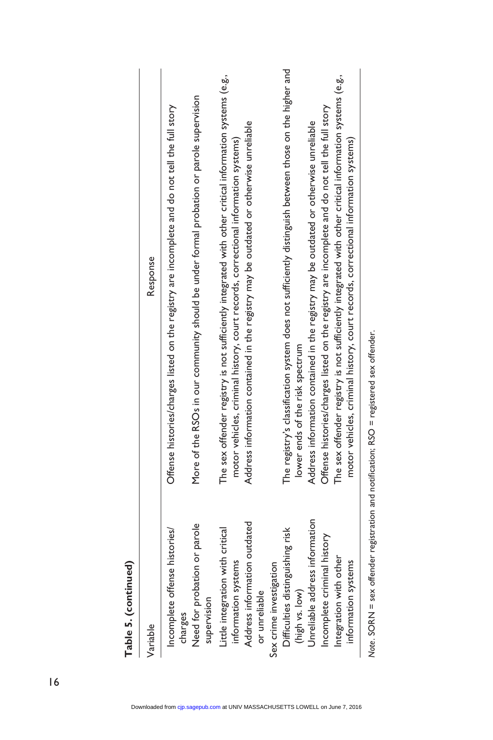**Table 5. (continued)**

| Variable | Response |
|---|---|
| Incomplete offense histories/charges | Offense histories/charges listed on the registry are incomplete and do not tell the full story |
| Need for probation or parole supervision | More of the RSOs in our community should be under formal probation or parole supervision |
| Little integration with critical information systems | The sex offender registry is not sufficiently integrated with other critical information systems (e.g., motor vehicles, criminal history, court records, correctional information systems) |
| Address information outdated or unreliable | Address information contained in the registry may be outdated or otherwise unreliable |
| Sex crime investigation | |
| Difficulties distinguishing risk (high vs. low) | The registry's classification system does not sufficiently distinguish between those on the higher and lower ends of the risk spectrum |
| Unreliable address information | Address information contained in the registry may be outdated or otherwise unreliable |
| Incomplete criminal history | Offense histories/charges listed on the registry are incomplete and do not tell the full story |
| Integration with other information systems | The sex offender registry is not sufficiently integrated with other critical information systems (e.g., motor vehicles, criminal history, court records, correctional information systems) |

*Note*. SORN = sex offender registration and notification; RSO = registered sex offender.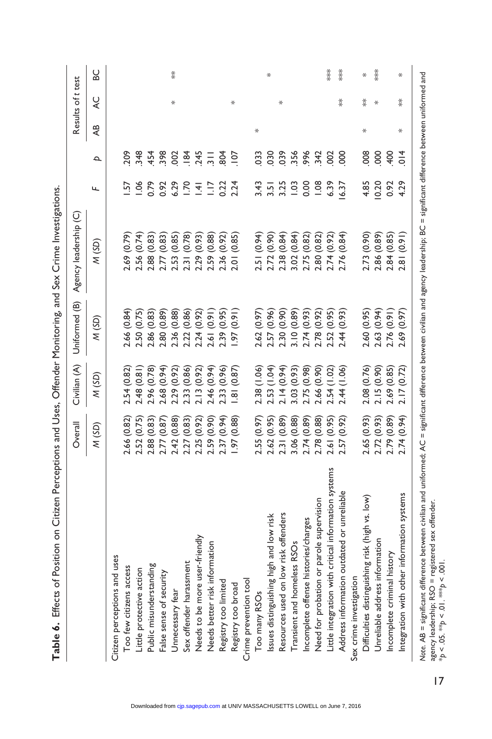**Table 6.** Effects of Position on Citizen Perceptions and Uses, Offender Monitoring, and Sex Crime Investigations.

| | Overall | Civilian (A) | Uniformed (B) | Agency leadership (C) | | | Results of *t* test | | |
|---|---|---|---|---|---|---|---|---|---|
| | *M* (*SD*) | *M* (*SD*) | *M* (*SD*) | *M* (*SD*) | *F* | *p* | AB | AC | BC |
| Citizen perceptions and uses | | | | | | | | | |
| Too few citizens access | 2.66 (0.82) | 2.54 (0.82) | 2.66 (0.84) | 2.69 (0.79) | 1.57 | .209 | | | |
| Little protective action | 2.52 (0.75) | 2.48 (0.81) | 2.50 (0.75) | 2.56 (0.74) | 1.06 | .348 | | | |
| Public misunderstanding | 2.88 (0.83) | 2.96 (0.78) | 2.86 (0.83) | 2.88 (0.83) | 0.79 | .454 | | | |
| False sense of security | 2.77 (0.87) | 2.68 (0.94) | 2.80 (0.89) | 2.77 (0.83) | 0.92 | .398 | | | |
| Unnecessary fear | 2.42 (0.88) | 2.29 (0.92) | 2.36 (0.88) | 2.53 (0.85) | 6.29 | .002 | | * | ** |
| Sex offender harassment | 2.27 (0.83) | 2.33 (0.86) | 2.22 (0.86) | 2.31 (0.78) | 1.70 | .184 | | | |
| Needs to be more user-friendly | 2.25 (0.92) | 2.13 (0.92) | 2.24 (0.92) | 2.29 (0.93) | 1.41 | .245 | | | |
| Needs better risk information | 2.59 (0.90) | 2.46 (0.94) | 2.61 (0.91) | 2.59 (0.88) | 1.17 | .311 | | | |
| Registry too limited | 2.37 (0.94) | 2.33 (0.96) | 2.39 (0.95) | 2.36 (0.92) | 0.22 | .804 | | * | |
| Registry too broad | 1.97 (0.88) | 1.81 (0.87) | 1.97 (0.91) | 2.01 (0.85) | 2.24 | .107 | | | |
| Crime prevention tool | | | | | | | | | |
| Too many RSOs | 2.55 (0.97) | 2.38 (1.06) | 2.62 (0.97) | 2.51 (0.94) | 3.43 | .033 | * | | |
| Issues distinguishing high and low risk | 2.62 (0.95) | 2.53 (1.04) | 2.57 (0.96) | 2.72 (0.90) | 3.51 | .030 | | | * |
| Resources used on low risk offenders | 2.31 (0.89) | 2.14 (0.94) | 2.30 (0.90) | 2.38 (0.84) | 3.25 | .039 | | * | |
| Transient and homeless RSOs | 3.06 (0.88) | 3.03 (0.93) | 3.10 (0.89) | 3.02 (0.84) | 1.03 | .356 | | | |
| Incomplete offense histories/charges | 2.74 (0.89) | 2.75 (0.98) | 2.74 (0.93) | 2.75 (0.82) | 0.00 | .996 | | | |
| Need for probation or parole supervision | 2.78 (0.88) | 2.66 (0.90) | 2.78 (0.92) | 2.80 (0.82) | 1.08 | .342 | | | |
| Little integration with critical information systems | 2.61 (0.95) | 2.54 (1.02) | 2.52 (0.95) | 2.74 (0.92) | 6.39 | .002 | | | *** |
| Address information outdated or unreliable | 2.57 (0.92) | 2.44 (1.06) | 2.44 (0.93) | 2.76 (0.84) | 16.37 | .000 | | ** | *** |
| Sex crime investigation | | | | | | | | | |
| Difficulties distinguishing risk (high vs. low) | 2.65 (0.93) | 2.08 (0.76) | 2.60 (0.95) | 2.73 (0.90) | 4.85 | .008 | * | ** | * |
| Unreliable address information | 2.72 (0.93) | 2.15 (0.90) | 2.63 (0.94) | 2.86 (0.89) | 10.20 | .000 | | * | *** |
| Incomplete criminal history | 2.79 (0.89) | 2.69 (0.85) | 2.76 (0.91) | 2.84 (0.85) | 0.92 | .400 | | | |
| Integration with other information systems | 2.74 (0.94) | 2.17 (0.72) | 2.69 (0.97) | 2.81 (0.91) | 4.29 | .014 | * | ** | * |

*Note.* AB = significant difference between civilian and uniformed; AC = significant difference between civilian and agency leadership; BC = significant difference between uniformed and agency leadership; RSO = registered sex offender.
$^{*}p < .05$. $^{**}p < .01$. $^{***}p < .001$.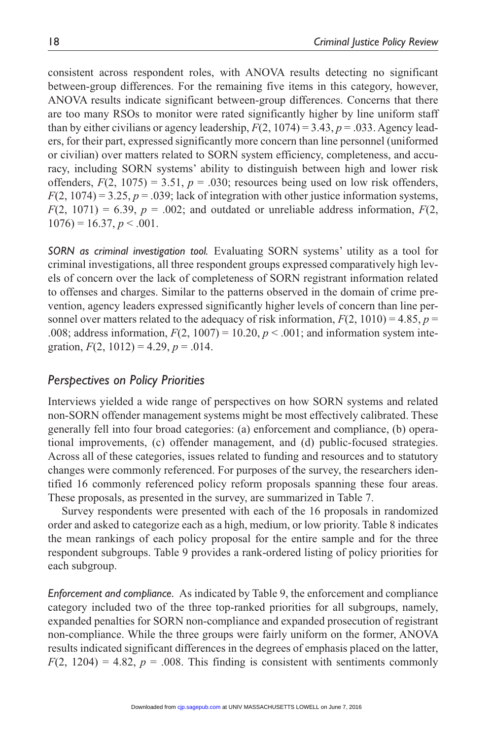consistent across respondent roles, with ANOVA results detecting no significant between-group differences. For the remaining five items in this category, however, ANOVA results indicate significant between-group differences. Concerns that there are too many RSOs to monitor were rated significantly higher by line uniform staff than by either civilians or agency leadership, $F(2, 1074) = 3.43$, $p = .033$. Agency leaders, for their part, expressed significantly more concern than line personnel (uniformed or civilian) over matters related to SORN system efficiency, completeness, and accuracy, including SORN systems' ability to distinguish between high and lower risk offenders, $F(2, 1075) = 3.51$, $p = .030$; resources being used on low risk offenders, $F(2, 1074) = 3.25$, $p = .039$; lack of integration with other justice information systems, $F(2, 1071) = 6.39$, $p = .002$; and outdated or unreliable address information, $F(2, 1076) = 16.37$, $p < .001$.

*SORN as criminal investigation tool.* Evaluating SORN systems' utility as a tool for criminal investigations, all three respondent groups expressed comparatively high levels of concern over the lack of completeness of SORN registrant information related to offenses and charges. Similar to the patterns observed in the domain of crime prevention, agency leaders expressed significantly higher levels of concern than line personnel over matters related to the adequacy of risk information, $F(2, 1010) = 4.85$, $p = .008$; address information, $F(2, 1007) = 10.20$, $p < .001$; and information system integration, $F(2, 1012) = 4.29$, $p = .014$.

## *Perspectives on Policy Priorities*

Interviews yielded a wide range of perspectives on how SORN systems and related non-SORN offender management systems might be most effectively calibrated. These generally fell into four broad categories: (a) enforcement and compliance, (b) operational improvements, (c) offender management, and (d) public-focused strategies. Across all of these categories, issues related to funding and resources and to statutory changes were commonly referenced. For purposes of the survey, the researchers identified 16 commonly referenced policy reform proposals spanning these four areas. These proposals, as presented in the survey, are summarized in Table 7.

Survey respondents were presented with each of the 16 proposals in randomized order and asked to categorize each as a high, medium, or low priority. Table 8 indicates the mean rankings of each policy proposal for the entire sample and for the three respondent subgroups. Table 9 provides a rank-ordered listing of policy priorities for each subgroup.

*Enforcement and compliance.* As indicated by Table 9, the enforcement and compliance category included two of the three top-ranked priorities for all subgroups, namely, expanded penalties for SORN non-compliance and expanded prosecution of registrant non-compliance. While the three groups were fairly uniform on the former, ANOVA results indicated significant differences in the degrees of emphasis placed on the latter, $F(2, 1204) = 4.82$, $p = .008$. This finding is consistent with sentiments commonly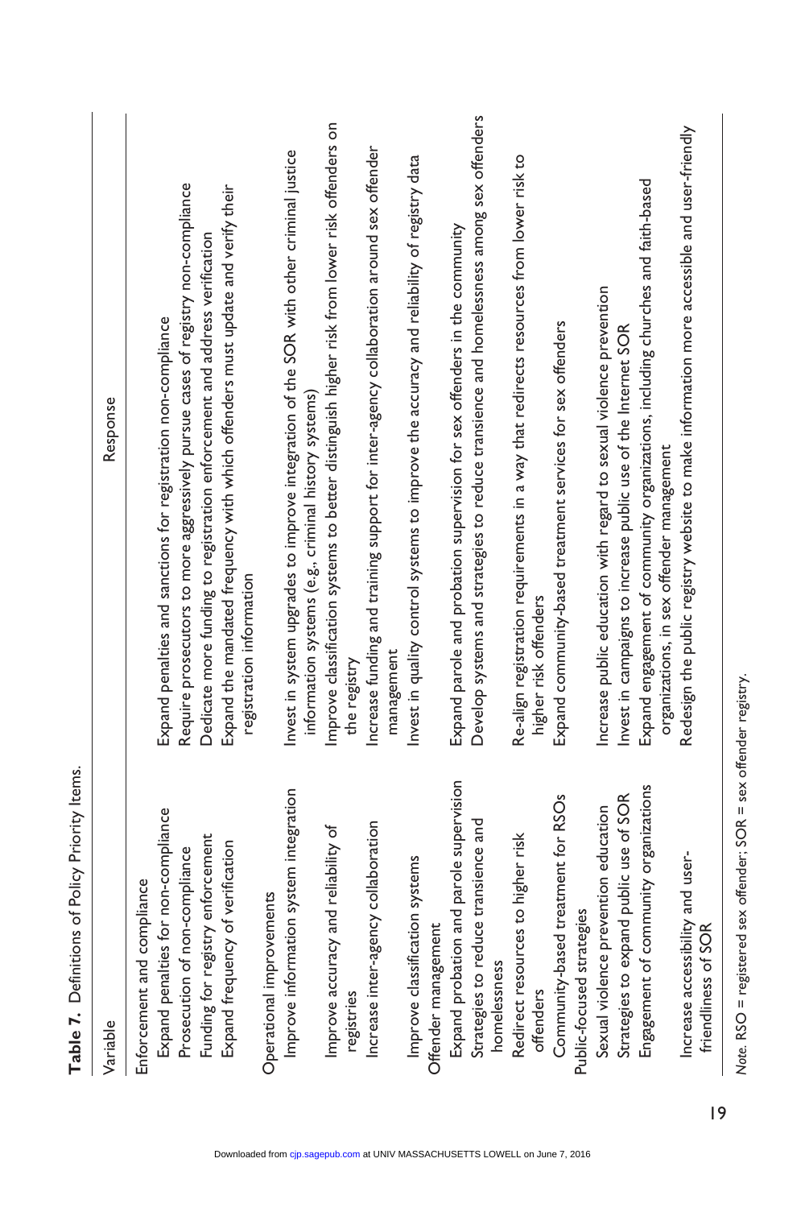**Table 7.** Definitions of Policy Priority Items.

| Variable | Response |
|---|---|
| Enforcement and compliance | |
| Expand penalties for non-compliance | Expand penalties and sanctions for registration non-compliance |
| Prosecution of non-compliance | Require prosecutors to more aggressively pursue cases of registry non-compliance |
| Funding for registry enforcement | Dedicate more funding to registration enforcement and address verification |
| Expand frequency of verification | Expand the mandated frequency with which offenders must update and verify their registration information |
| Operational improvements | |
| Improve information system integration | Invest in system upgrades to improve integration of the SOR with other criminal justice information systems (e.g., criminal history systems) |
| Improve accuracy and reliability of registries | Improve classification systems to better distinguish higher risk from lower risk offenders on the registry |
| Increase inter-agency collaboration | Increase funding and training support for inter-agency collaboration around sex offender management |
| Improve classification systems | Invest in quality control systems to improve the accuracy and reliability of registry data |
| Offender management | |
| Expand probation and parole supervision | Expand parole and probation supervision for sex offenders in the community |
| Strategies to reduce transience and homelessness | Develop systems and strategies to reduce transience and homelessness among sex offenders |
| Redirect resources to higher risk offenders | Re-align registration requirements in a way that redirects resources from lower risk to higher risk offenders |
| Community-based treatment for RSOs | Expand community-based treatment services for sex offenders |
| Public-focused strategies | |
| Sexual violence prevention education | Increase public education with regard to sexual violence prevention |
| Strategies to expand public use of SOR | Invest in campaigns to increase public use of the Internet SOR |
| Engagement of community organizations | Expand engagement of community organizations, including churches and faith-based organizations, in sex offender management |
| Increase accessibility and user-friendliness of SOR | Redesign the public registry website to make information more accessible and user-friendly |

*Note.* RSO = registered sex offender; SOR = sex offender registry.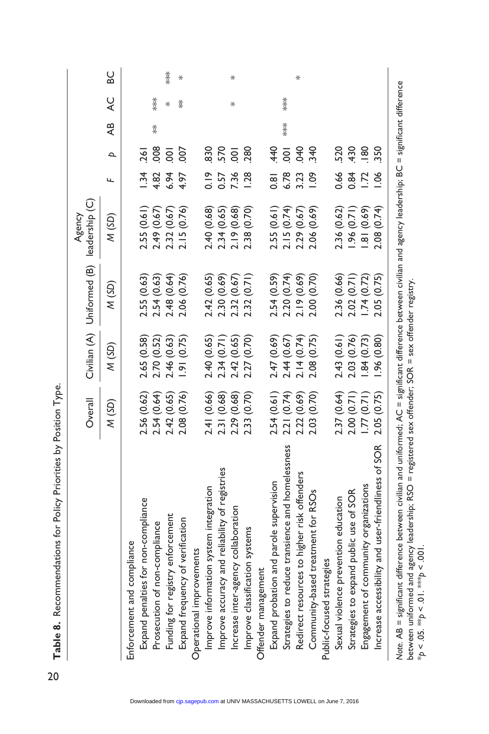**Table 8.** Recommendations for Policy Priorities by Position Type.

| | Overall | Civilian (A) | Uniformed (B) | Agency leadership (C) | | | | | |
|---|---|---|---|---|---|---|---|---|---|
| | *M* (*SD*) | *M* (*SD*) | *M* (*SD*) | *M* (*SD*) | *F* | *p* | AB | AC | BC |
| Enforcement and compliance | | | | | | | | | |
| Expand penalties for non-compliance | 2.56 (0.62) | 2.65 (0.58) | 2.55 (0.63) | 2.55 (0.61) | 1.34 | .261 | | | |
| Prosecution of non-compliance | 2.54 (0.64) | 2.70 (0.52) | 2.54 (0.63) | 2.49 (0.67) | 4.82 | .008 | ** | *** | |
| Funding for registry enforcement | 2.42 (0.65) | 2.46 (0.63) | 2.48 (0.64) | 2.32 (0.67) | 6.94 | .001 | | * | *** |
| Expand frequency of verification | 2.08 (0.76) | 1.91 (0.75) | 2.06 (0.76) | 2.15 (0.76) | 4.97 | .007 | | ** | * |
| Operational improvements | | | | | | | | | |
| Improve information system integration | 2.41 (0.66) | 2.40 (0.65) | 2.42 (0.65) | 2.40 (0.68) | 0.19 | .830 | | | |
| Improve accuracy and reliability of registries | 2.31 (0.68) | 2.34 (0.71) | 2.30 (0.69) | 2.34 (0.65) | 0.57 | .570 | | | |
| Increase inter-agency collaboration | 2.29 (0.68) | 2.42 (0.65) | 2.32 (0.67) | 2.19 (0.68) | 7.36 | .001 | | * | * |
| Improve classification systems | 2.33 (0.70) | 2.27 (0.70) | 2.32 (0.71) | 2.38 (0.70) | 1.28 | .280 | | | |
| Offender management | | | | | | | | | |
| Expand probation and parole supervision | 2.54 (0.61) | 2.47 (0.69) | 2.54 (0.59) | 2.55 (0.61) | 0.81 | .440 | | | |
| Strategies to reduce transience and homelessness | 2.21 (0.74) | 2.44 (0.67) | 2.20 (0.74) | 2.15 (0.74) | 6.78 | .001 | *** | *** | |
| Redirect resources to higher risk offenders | 2.22 (0.69) | 2.14 (0.74) | 2.19 (0.69) | 2.29 (0.67) | 3.23 | .040 | | | * |
| Community-based treatment for RSOs | 2.03 (0.70) | 2.08 (0.75) | 2.00 (0.70) | 2.06 (0.69) | 1.09 | .340 | | | |
| Public-focused strategies | | | | | | | | | |
| Sexual violence prevention education | 2.37 (0.64) | 2.43 (0.61) | 2.36 (0.66) | 2.36 (0.62) | 0.66 | .520 | | | |
| Strategies to expand public use of SOR | 2.00 (0.71) | 2.03 (0.76) | 2.02 (0.71) | 1.96 (0.71) | 0.84 | .430 | | | |
| Engagement of community organizations | 1.77 (0.71) | 1.84 (0.73) | 1.74 (0.72) | 1.81 (0.69) | 1.72 | .180 | | | |
| Increase accessibility and user-friendliness of SOR | 2.05 (0.75) | 1.96 (0.80) | 2.05 (0.75) | 2.08 (0.74) | 1.06 | .350 | | | |

*Note.* AB = significant difference between civilian and uniformed; AC = significant difference between civilian and agency leadership; BC = significant difference between uniformed and agency leadership; RSO = registered sex offender; SOR = sex offender registry.
$*p < .05$. $**p < .01$. $***p < .001$.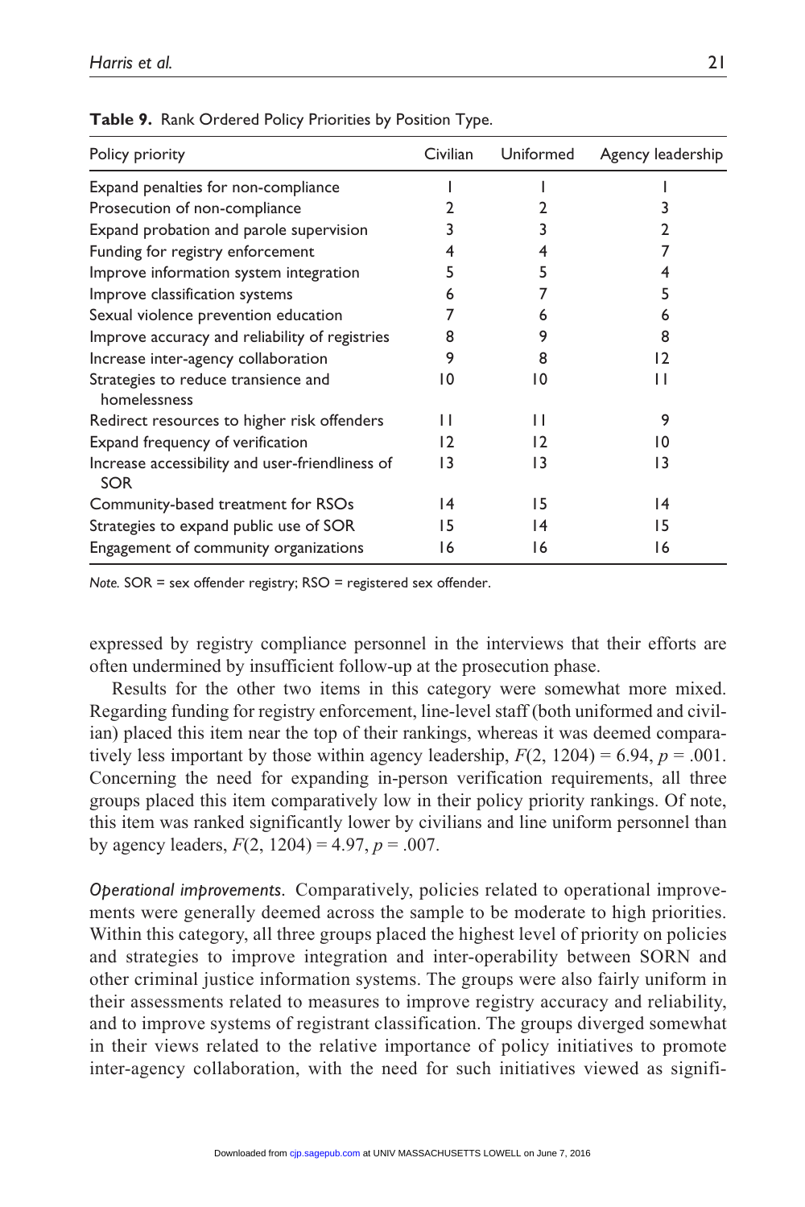**Table 9.** Rank Ordered Policy Priorities by Position Type.

| Policy priority | Civilian | Uniformed | Agency leadership |
|---|---|---|---|
| Expand penalties for non-compliance | 1 | 1 | 1 |
| Prosecution of non-compliance | 2 | 2 | 3 |
| Expand probation and parole supervision | 3 | 3 | 2 |
| Funding for registry enforcement | 4 | 4 | 7 |
| Improve information system integration | 5 | 5 | 4 |
| Improve classification systems | 6 | 7 | 5 |
| Sexual violence prevention education | 7 | 6 | 6 |
| Improve accuracy and reliability of registries | 8 | 9 | 8 |
| Increase inter-agency collaboration | 9 | 8 | 12 |
| Strategies to reduce transience and homelessness | 10 | 10 | 11 |
| Redirect resources to higher risk offenders | 11 | 11 | 9 |
| Expand frequency of verification | 12 | 12 | 10 |
| Increase accessibility and user-friendliness of SOR | 13 | 13 | 13 |
| Community-based treatment for RSOs | 14 | 15 | 14 |
| Strategies to expand public use of SOR | 15 | 14 | 15 |
| Engagement of community organizations | 16 | 16 | 16 |

*Note.* SOR = sex offender registry; RSO = registered sex offender.

expressed by registry compliance personnel in the interviews that their efforts are often undermined by insufficient follow-up at the prosecution phase.

Results for the other two items in this category were somewhat more mixed. Regarding funding for registry enforcement, line-level staff (both uniformed and civilian) placed this item near the top of their rankings, whereas it was deemed comparatively less important by those within agency leadership, $F(2, 1204) = 6.94$, $p = .001$. Concerning the need for expanding in-person verification requirements, all three groups placed this item comparatively low in their policy priority rankings. Of note, this item was ranked significantly lower by civilians and line uniform personnel than by agency leaders, $F(2, 1204) = 4.97$, $p = .007$.

*Operational improvements.* Comparatively, policies related to operational improvements were generally deemed across the sample to be moderate to high priorities. Within this category, all three groups placed the highest level of priority on policies and strategies to improve integration and inter-operability between SORN and other criminal justice information systems. The groups were also fairly uniform in their assessments related to measures to improve registry accuracy and reliability, and to improve systems of registrant classification. The groups diverged somewhat in their views related to the relative importance of policy initiatives to promote inter-agency collaboration, with the need for such initiatives viewed as signifi-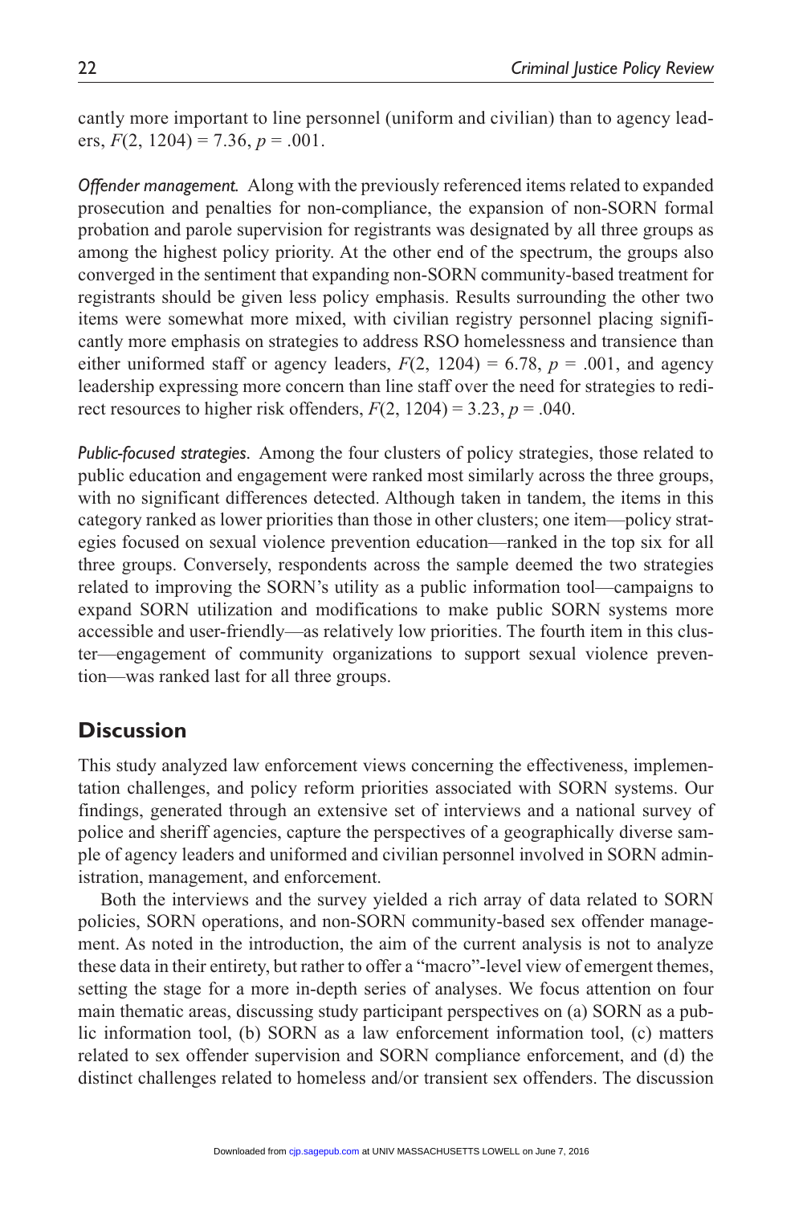cantly more important to line personnel (uniform and civilian) than to agency leaders, $F(2, 1204) = 7.36$, $p = .001$.

*Offender management.* Along with the previously referenced items related to expanded prosecution and penalties for non-compliance, the expansion of non-SORN formal probation and parole supervision for registrants was designated by all three groups as among the highest policy priority. At the other end of the spectrum, the groups also converged in the sentiment that expanding non-SORN community-based treatment for registrants should be given less policy emphasis. Results surrounding the other two items were somewhat more mixed, with civilian registry personnel placing significantly more emphasis on strategies to address RSO homelessness and transience than either uniformed staff or agency leaders, $F(2, 1204) = 6.78$, $p = .001$, and agency leadership expressing more concern than line staff over the need for strategies to redirect resources to higher risk offenders, $F(2, 1204) = 3.23$, $p = .040$.

*Public-focused strategies.* Among the four clusters of policy strategies, those related to public education and engagement were ranked most similarly across the three groups, with no significant differences detected. Although taken in tandem, the items in this category ranked as lower priorities than those in other clusters; one item—policy strategies focused on sexual violence prevention education—ranked in the top six for all three groups. Conversely, respondents across the sample deemed the two strategies related to improving the SORN's utility as a public information tool—campaigns to expand SORN utilization and modifications to make public SORN systems more accessible and user-friendly—as relatively low priorities. The fourth item in this cluster—engagement of community organizations to support sexual violence prevention—was ranked last for all three groups.

## Discussion

This study analyzed law enforcement views concerning the effectiveness, implementation challenges, and policy reform priorities associated with SORN systems. Our findings, generated through an extensive set of interviews and a national survey of police and sheriff agencies, capture the perspectives of a geographically diverse sample of agency leaders and uniformed and civilian personnel involved in SORN administration, management, and enforcement.

Both the interviews and the survey yielded a rich array of data related to SORN policies, SORN operations, and non-SORN community-based sex offender management. As noted in the introduction, the aim of the current analysis is not to analyze these data in their entirety, but rather to offer a "macro"-level view of emergent themes, setting the stage for a more in-depth series of analyses. We focus attention on four main thematic areas, discussing study participant perspectives on (a) SORN as a public information tool, (b) SORN as a law enforcement information tool, (c) matters related to sex offender supervision and SORN compliance enforcement, and (d) the distinct challenges related to homeless and/or transient sex offenders. The discussion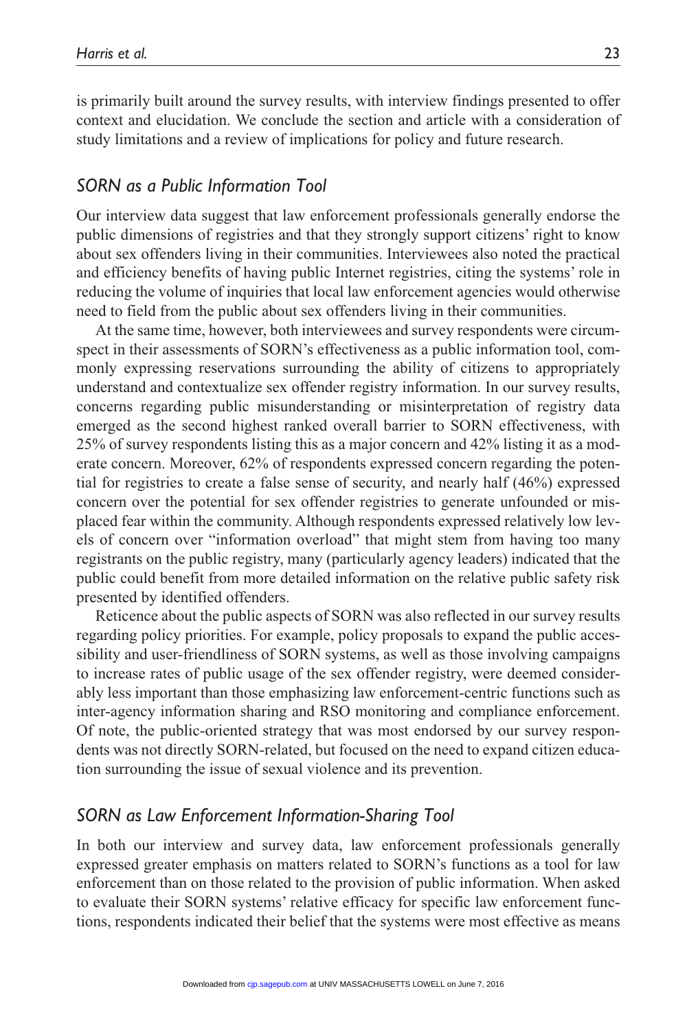is primarily built around the survey results, with interview findings presented to offer context and elucidation. We conclude the section and article with a consideration of study limitations and a review of implications for policy and future research.

### *SORN as a Public Information Tool*

Our interview data suggest that law enforcement professionals generally endorse the public dimensions of registries and that they strongly support citizens' right to know about sex offenders living in their communities. Interviewees also noted the practical and efficiency benefits of having public Internet registries, citing the systems' role in reducing the volume of inquiries that local law enforcement agencies would otherwise need to field from the public about sex offenders living in their communities.

At the same time, however, both interviewees and survey respondents were circumspect in their assessments of SORN's effectiveness as a public information tool, commonly expressing reservations surrounding the ability of citizens to appropriately understand and contextualize sex offender registry information. In our survey results, concerns regarding public misunderstanding or misinterpretation of registry data emerged as the second highest ranked overall barrier to SORN effectiveness, with 25% of survey respondents listing this as a major concern and 42% listing it as a moderate concern. Moreover, 62% of respondents expressed concern regarding the potential for registries to create a false sense of security, and nearly half (46%) expressed concern over the potential for sex offender registries to generate unfounded or misplaced fear within the community. Although respondents expressed relatively low levels of concern over "information overload" that might stem from having too many registrants on the public registry, many (particularly agency leaders) indicated that the public could benefit from more detailed information on the relative public safety risk presented by identified offenders.

Reticence about the public aspects of SORN was also reflected in our survey results regarding policy priorities. For example, policy proposals to expand the public accessibility and user-friendliness of SORN systems, as well as those involving campaigns to increase rates of public usage of the sex offender registry, were deemed considerably less important than those emphasizing law enforcement-centric functions such as inter-agency information sharing and RSO monitoring and compliance enforcement. Of note, the public-oriented strategy that was most endorsed by our survey respondents was not directly SORN-related, but focused on the need to expand citizen education surrounding the issue of sexual violence and its prevention.

### *SORN as Law Enforcement Information-Sharing Tool*

In both our interview and survey data, law enforcement professionals generally expressed greater emphasis on matters related to SORN's functions as a tool for law enforcement than on those related to the provision of public information. When asked to evaluate their SORN systems' relative efficacy for specific law enforcement functions, respondents indicated their belief that the systems were most effective as means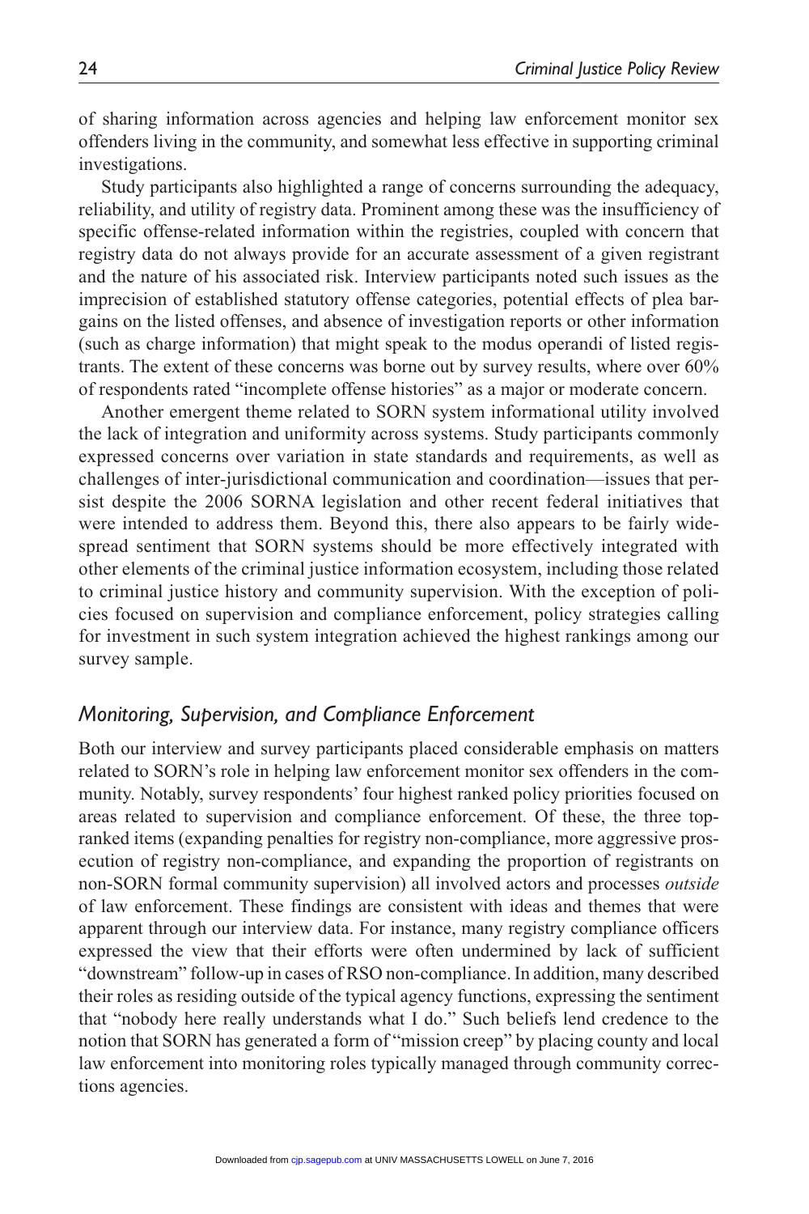of sharing information across agencies and helping law enforcement monitor sex offenders living in the community, and somewhat less effective in supporting criminal investigations.

Study participants also highlighted a range of concerns surrounding the adequacy, reliability, and utility of registry data. Prominent among these was the insufficiency of specific offense-related information within the registries, coupled with concern that registry data do not always provide for an accurate assessment of a given registrant and the nature of his associated risk. Interview participants noted such issues as the imprecision of established statutory offense categories, potential effects of plea bargains on the listed offenses, and absence of investigation reports or other information (such as charge information) that might speak to the modus operandi of listed registrants. The extent of these concerns was borne out by survey results, where over 60% of respondents rated "incomplete offense histories" as a major or moderate concern.

Another emergent theme related to SORN system informational utility involved the lack of integration and uniformity across systems. Study participants commonly expressed concerns over variation in state standards and requirements, as well as challenges of inter-jurisdictional communication and coordination—issues that persist despite the 2006 SORNA legislation and other recent federal initiatives that were intended to address them. Beyond this, there also appears to be fairly widespread sentiment that SORN systems should be more effectively integrated with other elements of the criminal justice information ecosystem, including those related to criminal justice history and community supervision. With the exception of policies focused on supervision and compliance enforcement, policy strategies calling for investment in such system integration achieved the highest rankings among our survey sample.

### *Monitoring, Supervision, and Compliance Enforcement*

Both our interview and survey participants placed considerable emphasis on matters related to SORN's role in helping law enforcement monitor sex offenders in the community. Notably, survey respondents' four highest ranked policy priorities focused on areas related to supervision and compliance enforcement. Of these, the three top-ranked items (expanding penalties for registry non-compliance, more aggressive prosecution of registry non-compliance, and expanding the proportion of registrants on non-SORN formal community supervision) all involved actors and processes *outside* of law enforcement. These findings are consistent with ideas and themes that were apparent through our interview data. For instance, many registry compliance officers expressed the view that their efforts were often undermined by lack of sufficient "downstream" follow-up in cases of RSO non-compliance. In addition, many described their roles as residing outside of the typical agency functions, expressing the sentiment that "nobody here really understands what I do." Such beliefs lend credence to the notion that SORN has generated a form of "mission creep" by placing county and local law enforcement into monitoring roles typically managed through community corrections agencies.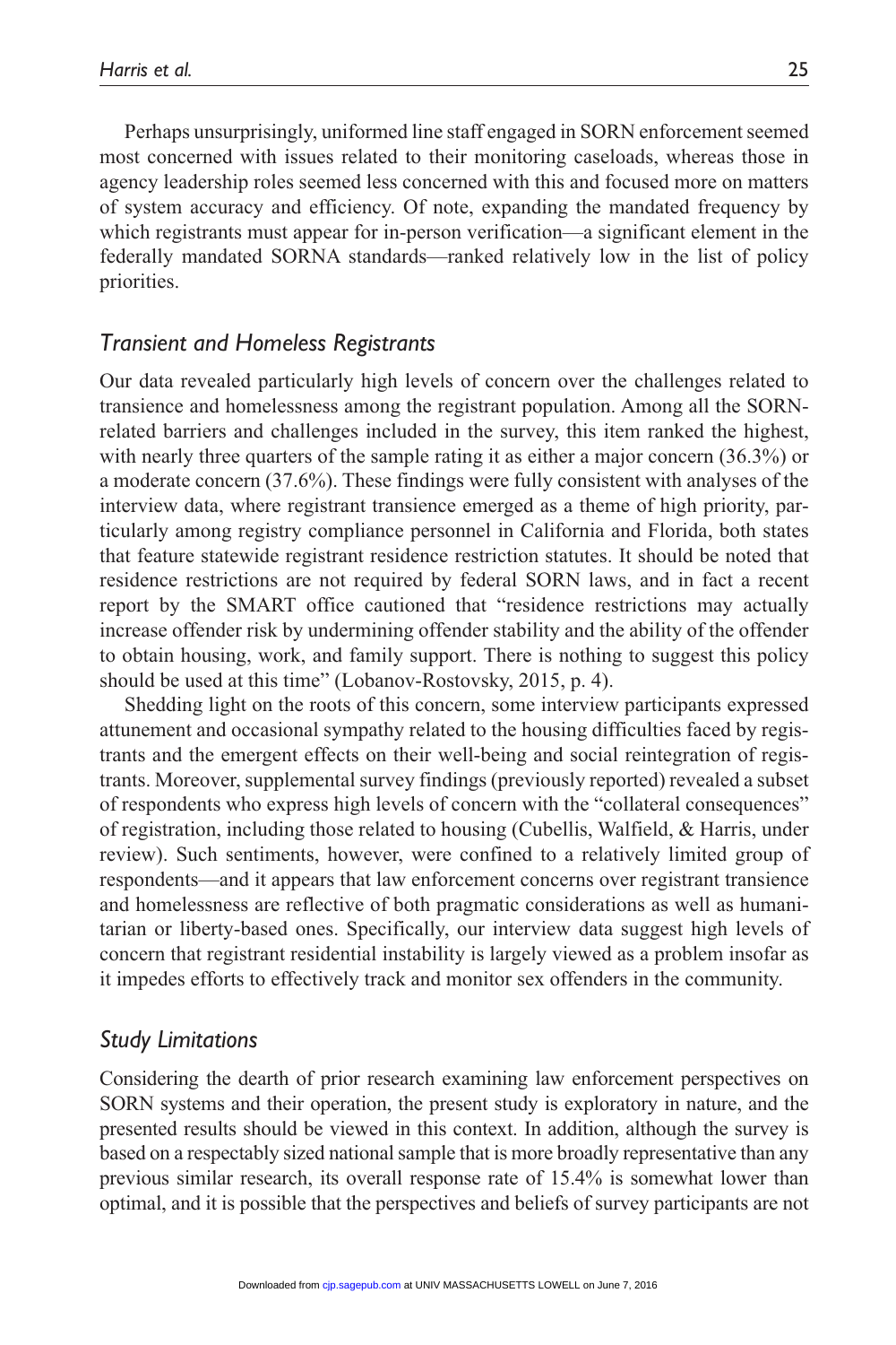Perhaps unsurprisingly, uniformed line staff engaged in SORN enforcement seemed most concerned with issues related to their monitoring caseloads, whereas those in agency leadership roles seemed less concerned with this and focused more on matters of system accuracy and efficiency. Of note, expanding the mandated frequency by which registrants must appear for in-person verification—a significant element in the federally mandated SORNA standards—ranked relatively low in the list of policy priorities.

### *Transient and Homeless Registrants*

Our data revealed particularly high levels of concern over the challenges related to transience and homelessness among the registrant population. Among all the SORN-related barriers and challenges included in the survey, this item ranked the highest, with nearly three quarters of the sample rating it as either a major concern (36.3%) or a moderate concern (37.6%). These findings were fully consistent with analyses of the interview data, where registrant transience emerged as a theme of high priority, particularly among registry compliance personnel in California and Florida, both states that feature statewide registrant residence restriction statutes. It should be noted that residence restrictions are not required by federal SORN laws, and in fact a recent report by the SMART office cautioned that "residence restrictions may actually increase offender risk by undermining offender stability and the ability of the offender to obtain housing, work, and family support. There is nothing to suggest this policy should be used at this time" (Lobanov-Rostovsky, 2015, p. 4).

Shedding light on the roots of this concern, some interview participants expressed attunement and occasional sympathy related to the housing difficulties faced by registrants and the emergent effects on their well-being and social reintegration of registrants. Moreover, supplemental survey findings (previously reported) revealed a subset of respondents who express high levels of concern with the "collateral consequences" of registration, including those related to housing (Cubellis, Walfield, & Harris, under review). Such sentiments, however, were confined to a relatively limited group of respondents—and it appears that law enforcement concerns over registrant transience and homelessness are reflective of both pragmatic considerations as well as humanitarian or liberty-based ones. Specifically, our interview data suggest high levels of concern that registrant residential instability is largely viewed as a problem insofar as it impedes efforts to effectively track and monitor sex offenders in the community.

### *Study Limitations*

Considering the dearth of prior research examining law enforcement perspectives on SORN systems and their operation, the present study is exploratory in nature, and the presented results should be viewed in this context. In addition, although the survey is based on a respectably sized national sample that is more broadly representative than any previous similar research, its overall response rate of 15.4% is somewhat lower than optimal, and it is possible that the perspectives and beliefs of survey participants are not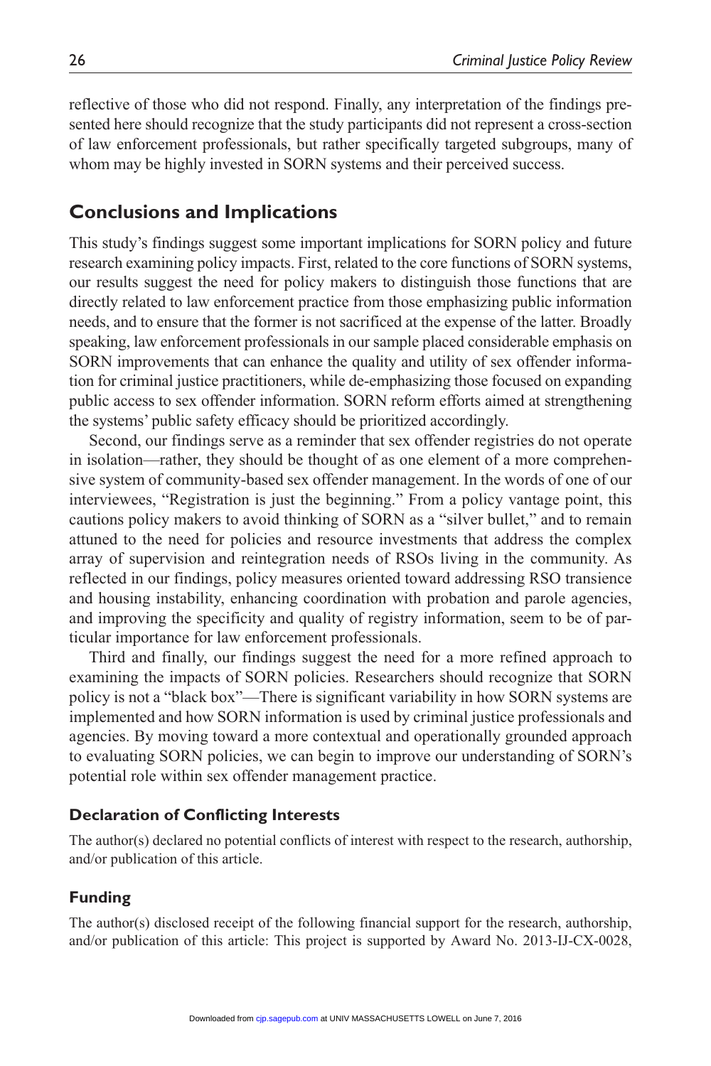reflective of those who did not respond. Finally, any interpretation of the findings presented here should recognize that the study participants did not represent a cross-section of law enforcement professionals, but rather specifically targeted subgroups, many of whom may be highly invested in SORN systems and their perceived success.

## Conclusions and Implications

This study's findings suggest some important implications for SORN policy and future research examining policy impacts. First, related to the core functions of SORN systems, our results suggest the need for policy makers to distinguish those functions that are directly related to law enforcement practice from those emphasizing public information needs, and to ensure that the former is not sacrificed at the expense of the latter. Broadly speaking, law enforcement professionals in our sample placed considerable emphasis on SORN improvements that can enhance the quality and utility of sex offender information for criminal justice practitioners, while de-emphasizing those focused on expanding public access to sex offender information. SORN reform efforts aimed at strengthening the systems' public safety efficacy should be prioritized accordingly.

Second, our findings serve as a reminder that sex offender registries do not operate in isolation—rather, they should be thought of as one element of a more comprehensive system of community-based sex offender management. In the words of one of our interviewees, "Registration is just the beginning." From a policy vantage point, this cautions policy makers to avoid thinking of SORN as a "silver bullet," and to remain attuned to the need for policies and resource investments that address the complex array of supervision and reintegration needs of RSOs living in the community. As reflected in our findings, policy measures oriented toward addressing RSO transience and housing instability, enhancing coordination with probation and parole agencies, and improving the specificity and quality of registry information, seem to be of particular importance for law enforcement professionals.

Third and finally, our findings suggest the need for a more refined approach to examining the impacts of SORN policies. Researchers should recognize that SORN policy is not a "black box"—There is significant variability in how SORN systems are implemented and how SORN information is used by criminal justice professionals and agencies. By moving toward a more contextual and operationally grounded approach to evaluating SORN policies, we can begin to improve our understanding of SORN's potential role within sex offender management practice.

### Declaration of Conflicting Interests

The author(s) declared no potential conflicts of interest with respect to the research, authorship, and/or publication of this article.

### Funding

The author(s) disclosed receipt of the following financial support for the research, authorship, and/or publication of this article: This project is supported by Award No. 2013-IJ-CX-0028,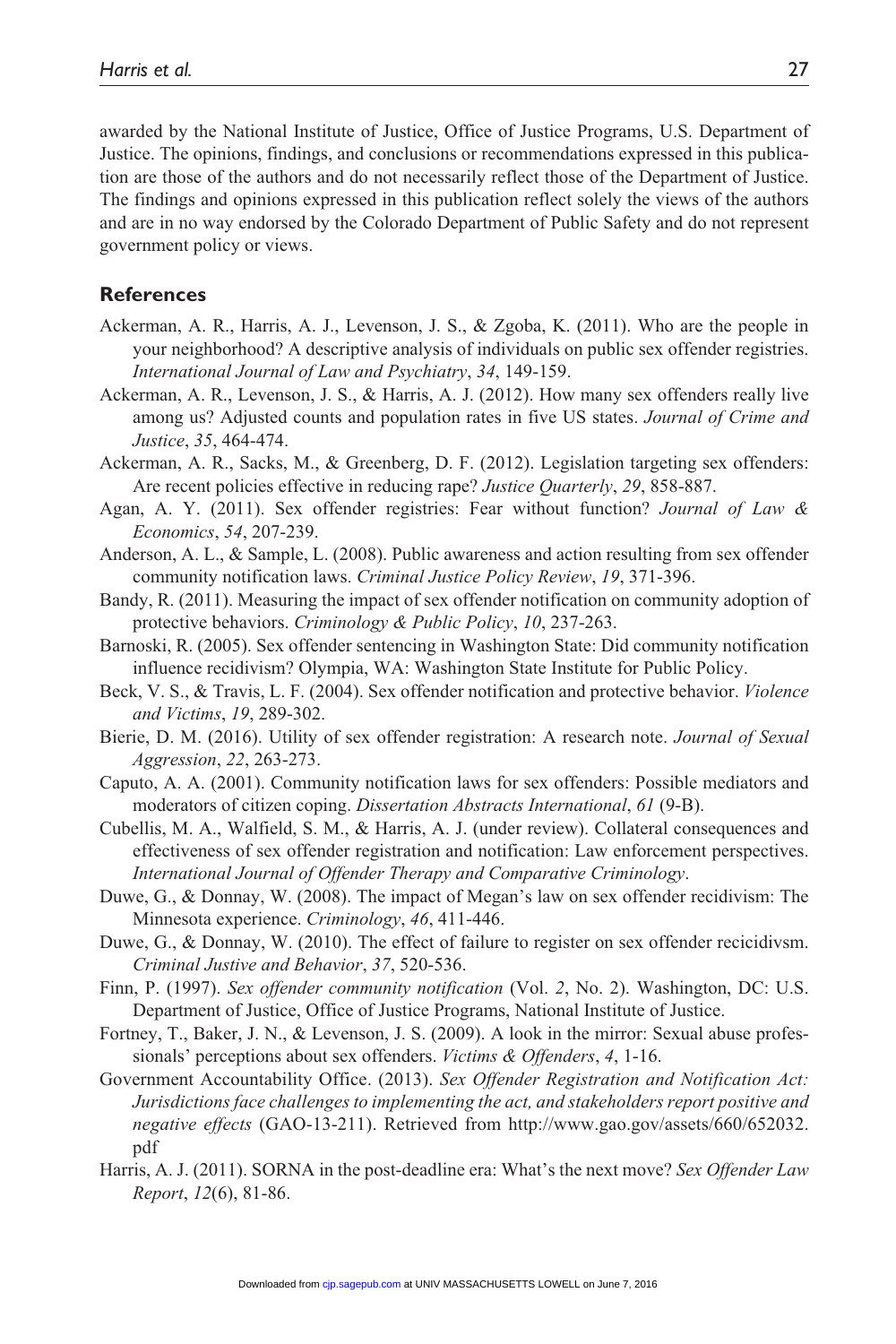awarded by the National Institute of Justice, Office of Justice Programs, U.S. Department of Justice. The opinions, findings, and conclusions or recommendations expressed in this publication are those of the authors and do not necessarily reflect those of the Department of Justice. The findings and opinions expressed in this publication reflect solely the views of the authors and are in no way endorsed by the Colorado Department of Public Safety and do not represent government policy or views.

## References

Ackerman, A. R., Harris, A. J., Levenson, J. S., & Zgoba, K. (2011). Who are the people in your neighborhood? A descriptive analysis of individuals on public sex offender registries. *International Journal of Law and Psychiatry*, *34*, 149-159.

Ackerman, A. R., Levenson, J. S., & Harris, A. J. (2012). How many sex offenders really live among us? Adjusted counts and population rates in five US states. *Journal of Crime and Justice*, *35*, 464-474.

Ackerman, A. R., Sacks, M., & Greenberg, D. F. (2012). Legislation targeting sex offenders: Are recent policies effective in reducing rape? *Justice Quarterly*, *29*, 858-887.

Agan, A. Y. (2011). Sex offender registries: Fear without function? *Journal of Law & Economics*, *54*, 207-239.

Anderson, A. L., & Sample, L. (2008). Public awareness and action resulting from sex offender community notification laws. *Criminal Justice Policy Review*, *19*, 371-396.

Bandy, R. (2011). Measuring the impact of sex offender notification on community adoption of protective behaviors. *Criminology & Public Policy*, *10*, 237-263.

Barnoski, R. (2005). Sex offender sentencing in Washington State: Did community notification influence recidivism? Olympia, WA: Washington State Institute for Public Policy.

Beck, V. S., & Travis, L. F. (2004). Sex offender notification and protective behavior. *Violence and Victims*, *19*, 289-302.

Bierie, D. M. (2016). Utility of sex offender registration: A research note. *Journal of Sexual Aggression*, *22*, 263-273.

Caputo, A. A. (2001). Community notification laws for sex offenders: Possible mediators and moderators of citizen coping. *Dissertation Abstracts International*, *61* (9-B).

Cubellis, M. A., Walfield, S. M., & Harris, A. J. (under review). Collateral consequences and effectiveness of sex offender registration and notification: Law enforcement perspectives. *International Journal of Offender Therapy and Comparative Criminology*.

Duwe, G., & Donnay, W. (2008). The impact of Megan's law on sex offender recidivism: The Minnesota experience. *Criminology*, *46*, 411-446.

Duwe, G., & Donnay, W. (2010). The effect of failure to register on sex offender recicidivsm. *Criminal Justive and Behavior*, *37*, 520-536.

Finn, P. (1997). *Sex offender community notification* (Vol. *2*, No. 2). Washington, DC: U.S. Department of Justice, Office of Justice Programs, National Institute of Justice.

Fortney, T., Baker, J. N., & Levenson, J. S. (2009). A look in the mirror: Sexual abuse professionals' perceptions about sex offenders. *Victims & Offenders*, *4*, 1-16.

Government Accountability Office. (2013). *Sex Offender Registration and Notification Act: Jurisdictions face challenges to implementing the act, and stakeholders report positive and negative effects* (GAO-13-211). Retrieved from http://www.gao.gov/assets/660/652032.pdf

Harris, A. J. (2011). SORNA in the post-deadline era: What's the next move? *Sex Offender Law Report*, *12*(6), 81-86.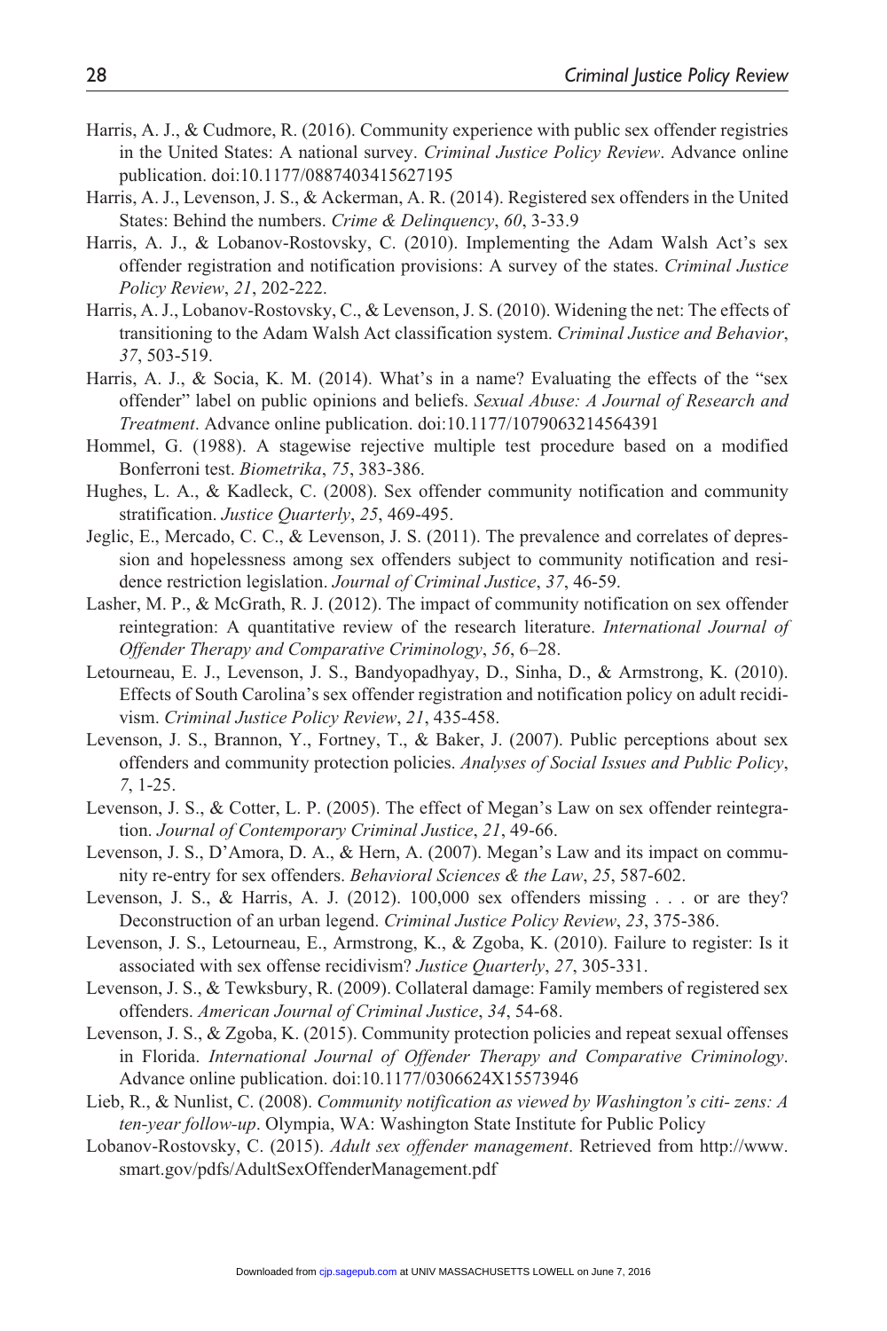Harris, A. J., & Cudmore, R. (2016). Community experience with public sex offender registries in the United States: A national survey. *Criminal Justice Policy Review*. Advance online publication. doi:10.1177/0887403415627195

Harris, A. J., Levenson, J. S., & Ackerman, A. R. (2014). Registered sex offenders in the United States: Behind the numbers. *Crime & Delinquency*, *60*, 3-33.9

Harris, A. J., & Lobanov-Rostovsky, C. (2010). Implementing the Adam Walsh Act's sex offender registration and notification provisions: A survey of the states. *Criminal Justice Policy Review*, *21*, 202-222.

Harris, A. J., Lobanov-Rostovsky, C., & Levenson, J. S. (2010). Widening the net: The effects of transitioning to the Adam Walsh Act classification system. *Criminal Justice and Behavior*, *37*, 503-519.

Harris, A. J., & Socia, K. M. (2014). What's in a name? Evaluating the effects of the "sex offender" label on public opinions and beliefs. *Sexual Abuse: A Journal of Research and Treatment*. Advance online publication. doi:10.1177/1079063214564391

Hommel, G. (1988). A stagewise rejective multiple test procedure based on a modified Bonferroni test. *Biometrika*, *75*, 383-386.

Hughes, L. A., & Kadleck, C. (2008). Sex offender community notification and community stratification. *Justice Quarterly*, *25*, 469-495.

Jeglic, E., Mercado, C. C., & Levenson, J. S. (2011). The prevalence and correlates of depression and hopelessness among sex offenders subject to community notification and residence restriction legislation. *Journal of Criminal Justice*, *37*, 46-59.

Lasher, M. P., & McGrath, R. J. (2012). The impact of community notification on sex offender reintegration: A quantitative review of the research literature. *International Journal of Offender Therapy and Comparative Criminology*, *56*, 6–28.

Letourneau, E. J., Levenson, J. S., Bandyopadhyay, D., Sinha, D., & Armstrong, K. (2010). Effects of South Carolina's sex offender registration and notification policy on adult recidivism. *Criminal Justice Policy Review*, *21*, 435-458.

Levenson, J. S., Brannon, Y., Fortney, T., & Baker, J. (2007). Public perceptions about sex offenders and community protection policies. *Analyses of Social Issues and Public Policy*, *7*, 1-25.

Levenson, J. S., & Cotter, L. P. (2005). The effect of Megan's Law on sex offender reintegration. *Journal of Contemporary Criminal Justice*, *21*, 49-66.

Levenson, J. S., D'Amora, D. A., & Hern, A. (2007). Megan's Law and its impact on community re-entry for sex offenders. *Behavioral Sciences & the Law*, *25*, 587-602.

Levenson, J. S., & Harris, A. J. (2012). 100,000 sex offenders missing . . . or are they? Deconstruction of an urban legend. *Criminal Justice Policy Review*, *23*, 375-386.

Levenson, J. S., Letourneau, E., Armstrong, K., & Zgoba, K. (2010). Failure to register: Is it associated with sex offense recidivism? *Justice Quarterly*, *27*, 305-331.

Levenson, J. S., & Tewksbury, R. (2009). Collateral damage: Family members of registered sex offenders. *American Journal of Criminal Justice*, *34*, 54-68.

Levenson, J. S., & Zgoba, K. (2015). Community protection policies and repeat sexual offenses in Florida. *International Journal of Offender Therapy and Comparative Criminology*. Advance online publication. doi:10.1177/0306624X15573946

Lieb, R., & Nunlist, C. (2008). *Community notification as viewed by Washington's citi- zens: A ten-year follow-up*. Olympia, WA: Washington State Institute for Public Policy

Lobanov-Rostovsky, C. (2015). *Adult sex offender management*. Retrieved from http://www.smart.gov/pdfs/AdultSexOffenderManagement.pdf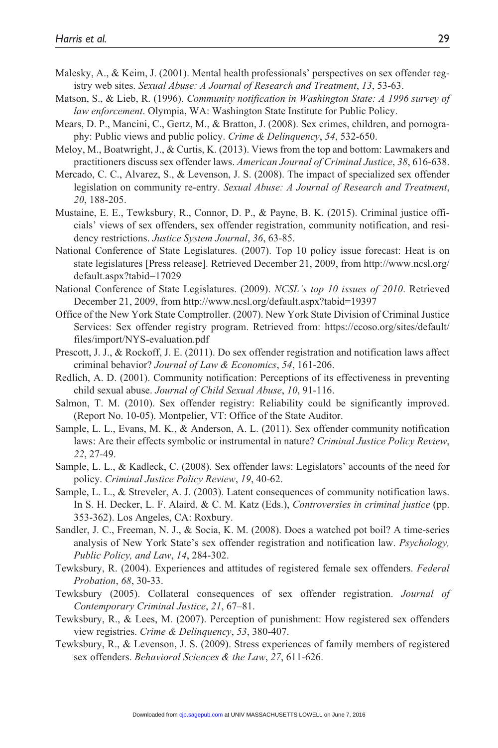Malesky, A., & Keim, J. (2001). Mental health professionals' perspectives on sex offender registry web sites. *Sexual Abuse: A Journal of Research and Treatment*, *13*, 53-63.

Matson, S., & Lieb, R. (1996). *Community notification in Washington State: A 1996 survey of law enforcement*. Olympia, WA: Washington State Institute for Public Policy.

Mears, D. P., Mancini, C., Gertz, M., & Bratton, J. (2008). Sex crimes, children, and pornography: Public views and public policy. *Crime & Delinquency*, *54*, 532-650.

Meloy, M., Boatwright, J., & Curtis, K. (2013). Views from the top and bottom: Lawmakers and practitioners discuss sex offender laws. *American Journal of Criminal Justice*, *38*, 616-638.

Mercado, C. C., Alvarez, S., & Levenson, J. S. (2008). The impact of specialized sex offender legislation on community re-entry. *Sexual Abuse: A Journal of Research and Treatment*, *20*, 188-205.

Mustaine, E. E., Tewksbury, R., Connor, D. P., & Payne, B. K. (2015). Criminal justice officials' views of sex offenders, sex offender registration, community notification, and residency restrictions. *Justice System Journal*, *36*, 63-85.

National Conference of State Legislatures. (2007). Top 10 policy issue forecast: Heat is on state legislatures [Press release]. Retrieved December 21, 2009, from http://www.ncsl.org/default.aspx?tabid=17029

National Conference of State Legislatures. (2009). *NCSL's top 10 issues of 2010*. Retrieved December 21, 2009, from http://www.ncsl.org/default.aspx?tabid=19397

Office of the New York State Comptroller. (2007). New York State Division of Criminal Justice Services: Sex offender registry program. Retrieved from: https://ccoso.org/sites/default/files/import/NYS-evaluation.pdf

Prescott, J. J., & Rockoff, J. E. (2011). Do sex offender registration and notification laws affect criminal behavior? *Journal of Law & Economics*, *54*, 161-206.

Redlich, A. D. (2001). Community notification: Perceptions of its effectiveness in preventing child sexual abuse. *Journal of Child Sexual Abuse*, *10*, 91-116.

Salmon, T. M. (2010). Sex offender registry: Reliability could be significantly improved. (Report No. 10-05). Montpelier, VT: Office of the State Auditor.

Sample, L. L., Evans, M. K., & Anderson, A. L. (2011). Sex offender community notification laws: Are their effects symbolic or instrumental in nature? *Criminal Justice Policy Review*, *22*, 27-49.

Sample, L. L., & Kadleck, C. (2008). Sex offender laws: Legislators' accounts of the need for policy. *Criminal Justice Policy Review*, *19*, 40-62.

Sample, L. L., & Streveler, A. J. (2003). Latent consequences of community notification laws. In S. H. Decker, L. F. Alaird, & C. M. Katz (Eds.), *Controversies in criminal justice* (pp. 353-362). Los Angeles, CA: Roxbury.

Sandler, J. C., Freeman, N. J., & Socia, K. M. (2008). Does a watched pot boil? A time-series analysis of New York State's sex offender registration and notification law. *Psychology, Public Policy, and Law*, *14*, 284-302.

Tewksbury, R. (2004). Experiences and attitudes of registered female sex offenders. *Federal Probation*, *68*, 30-33.

Tewksbury (2005). Collateral consequences of sex offender registration. *Journal of Contemporary Criminal Justice*, *21*, 67–81.

Tewksbury, R., & Lees, M. (2007). Perception of punishment: How registered sex offenders view registries. *Crime & Delinquency*, *53*, 380-407.

Tewksbury, R., & Levenson, J. S. (2009). Stress experiences of family members of registered sex offenders. *Behavioral Sciences & the Law*, *27*, 611-626.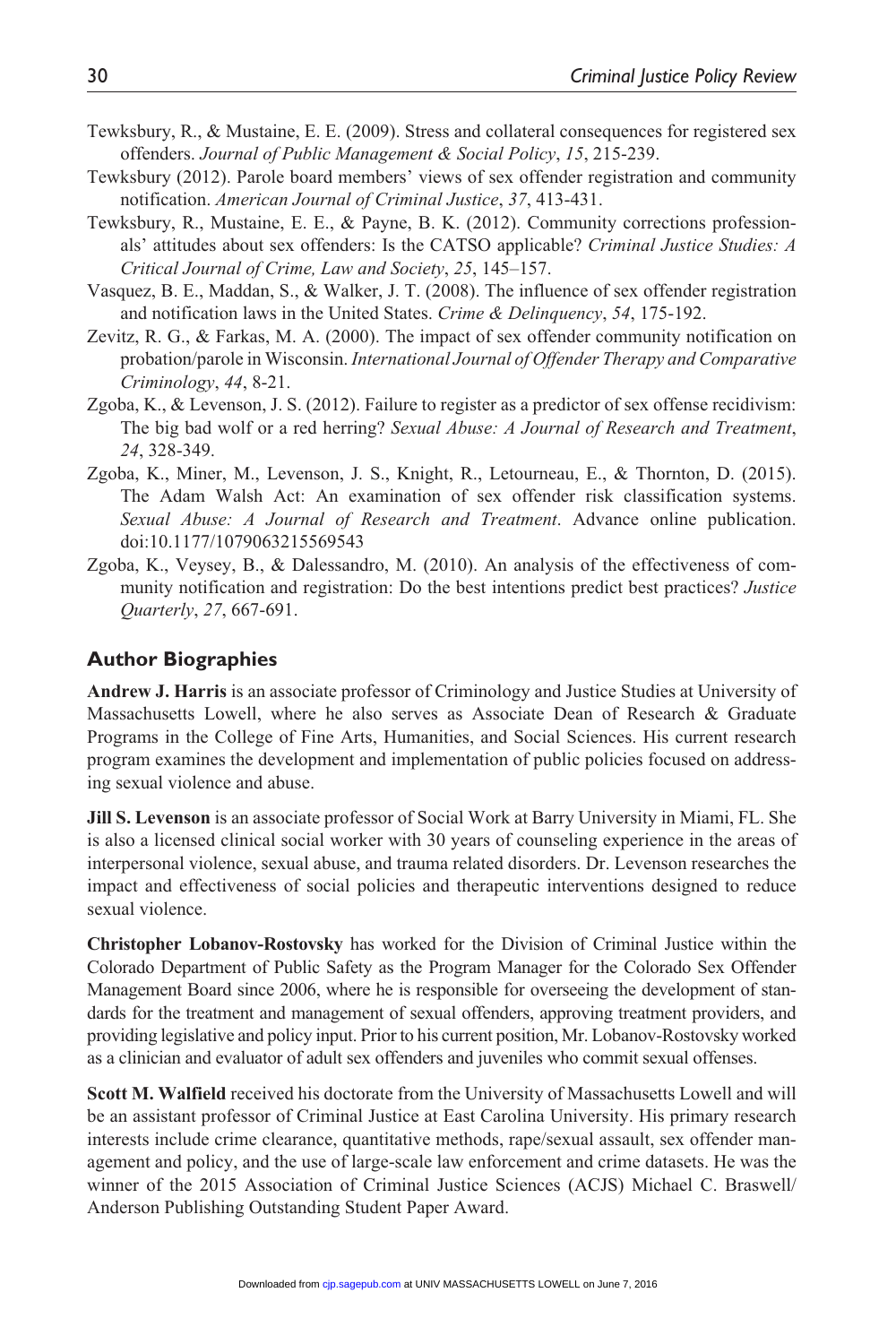Tewksbury, R., & Mustaine, E. E. (2009). Stress and collateral consequences for registered sex offenders. *Journal of Public Management & Social Policy*, *15*, 215-239.

Tewksbury (2012). Parole board members' views of sex offender registration and community notification. *American Journal of Criminal Justice*, *37*, 413-431.

Tewksbury, R., Mustaine, E. E., & Payne, B. K. (2012). Community corrections professionals' attitudes about sex offenders: Is the CATSO applicable? *Criminal Justice Studies: A Critical Journal of Crime, Law and Society*, *25*, 145–157.

Vasquez, B. E., Maddan, S., & Walker, J. T. (2008). The influence of sex offender registration and notification laws in the United States. *Crime & Delinquency*, *54*, 175-192.

Zevitz, R. G., & Farkas, M. A. (2000). The impact of sex offender community notification on probation/parole in Wisconsin. *International Journal of Offender Therapy and Comparative Criminology*, *44*, 8-21.

Zgoba, K., & Levenson, J. S. (2012). Failure to register as a predictor of sex offense recidivism: The big bad wolf or a red herring? *Sexual Abuse: A Journal of Research and Treatment*, *24*, 328-349.

Zgoba, K., Miner, M., Levenson, J. S., Knight, R., Letourneau, E., & Thornton, D. (2015). The Adam Walsh Act: An examination of sex offender risk classification systems. *Sexual Abuse: A Journal of Research and Treatment*. Advance online publication. doi:10.1177/1079063215569543

Zgoba, K., Veysey, B., & Dalessandro, M. (2010). An analysis of the effectiveness of community notification and registration: Do the best intentions predict best practices? *Justice Quarterly*, *27*, 667-691.

## Author Biographies

**Andrew J. Harris** is an associate professor of Criminology and Justice Studies at University of Massachusetts Lowell, where he also serves as Associate Dean of Research & Graduate Programs in the College of Fine Arts, Humanities, and Social Sciences. His current research program examines the development and implementation of public policies focused on addressing sexual violence and abuse.

**Jill S. Levenson** is an associate professor of Social Work at Barry University in Miami, FL. She is also a licensed clinical social worker with 30 years of counseling experience in the areas of interpersonal violence, sexual abuse, and trauma related disorders. Dr. Levenson researches the impact and effectiveness of social policies and therapeutic interventions designed to reduce sexual violence.

**Christopher Lobanov-Rostovsky** has worked for the Division of Criminal Justice within the Colorado Department of Public Safety as the Program Manager for the Colorado Sex Offender Management Board since 2006, where he is responsible for overseeing the development of standards for the treatment and management of sexual offenders, approving treatment providers, and providing legislative and policy input. Prior to his current position, Mr. Lobanov-Rostovsky worked as a clinician and evaluator of adult sex offenders and juveniles who commit sexual offenses.

**Scott M. Walfield** received his doctorate from the University of Massachusetts Lowell and will be an assistant professor of Criminal Justice at East Carolina University. His primary research interests include crime clearance, quantitative methods, rape/sexual assault, sex offender management and policy, and the use of large-scale law enforcement and crime datasets. He was the winner of the 2015 Association of Criminal Justice Sciences (ACJS) Michael C. Braswell/Anderson Publishing Outstanding Student Paper Award.